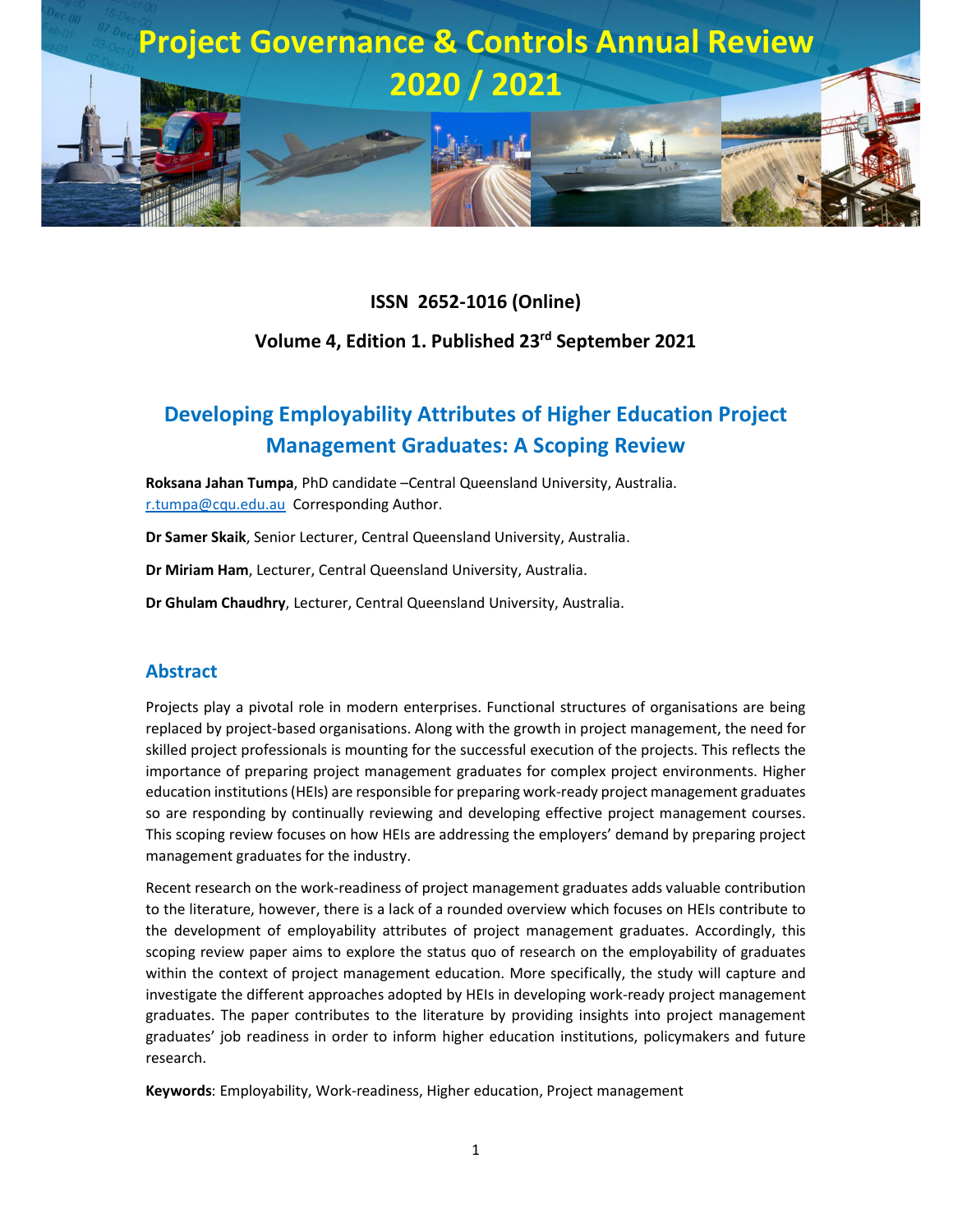# Project Governance & Controls Annual Review 2020 / 2021

**ISSN 2652-1016 (Online)**

**Volume 4, Edition 1. Published 23rd September 2021**

## Developing Employability Attributes of Higher Education Project Management Graduates: A Scoping Review

**Roksana Jahan Tumpa**, PhD candidate –Central Queensland University, Australia. r.tumpa@cqu.edu.au Corresponding Author.

**Dr Samer Skaik**, Senior Lecturer, Central Queensland University, Australia.

**Dr Miriam Ham**, Lecturer, Central Queensland University, Australia.

**Dr Ghulam Chaudhry**, Lecturer, Central Queensland University, Australia.

## Abstract

Projects play a pivotal role in modern enterprises. Functional structures of organisations are being replaced by project-based organisations. Along with the growth in project management, the need for skilled project professionals is mounting for the successful execution of the projects. This reflects the importance of preparing project management graduates for complex project environments. Higher education institutions (HEIs) are responsible for preparing work-ready project management graduates so are responding by continually reviewing and developing effective project management courses. This scoping review focuses on how HEIs are addressing the employers' demand by preparing project management graduates for the industry.

Recent research on the work-readiness of project management graduates adds valuable contribution to the literature, however, there is a lack of a rounded overview which focuses on HEIs contribute to the development of employability attributes of project management graduates. Accordingly, this scoping review paper aims to explore the status quo of research on the employability of graduates within the context of project management education. More specifically, the study will capture and investigate the different approaches adopted by HEIs in developing work-ready project management graduates. The paper contributes to the literature by providing insights into project management graduates' job readiness in order to inform higher education institutions, policymakers and future research.

**Keywords**: Employability, Work-readiness, Higher education, Project management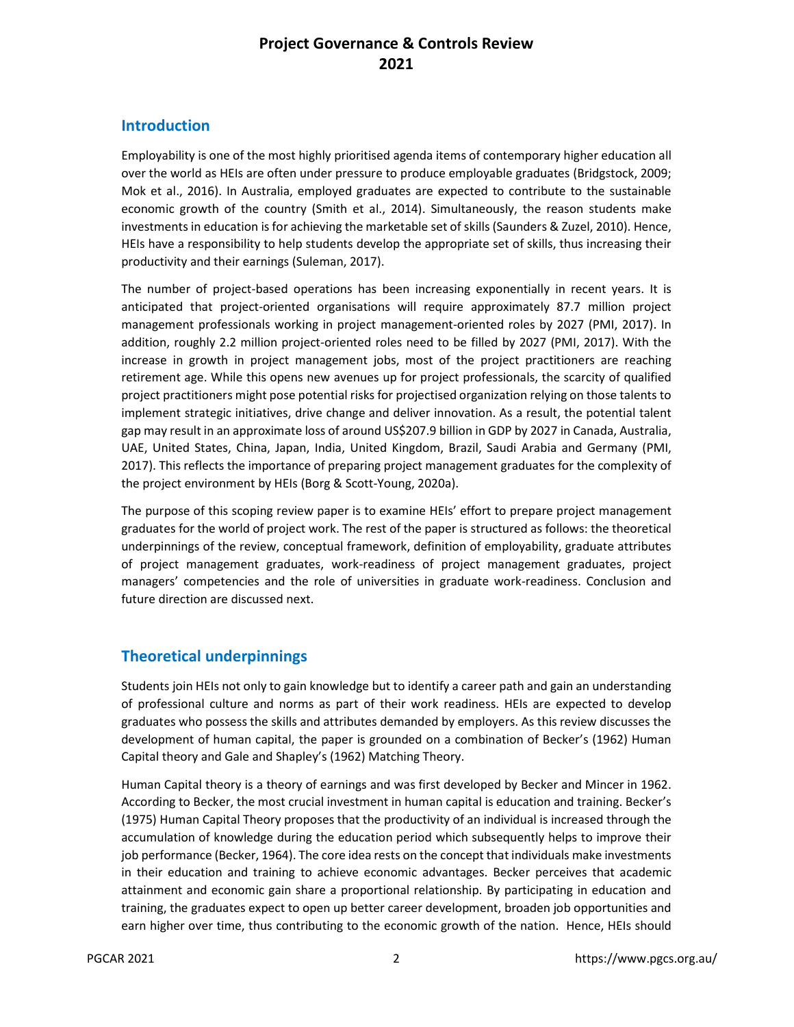## Introduction

Employability is one of the most highly prioritised agenda items of contemporary higher education all over the world as HEIs are often under pressure to produce employable graduates (Bridgstock, 2009; Mok et al., 2016). In Australia, employed graduates are expected to contribute to the sustainable economic growth of the country (Smith et al., 2014). Simultaneously, the reason students make investments in education is for achieving the marketable set of skills (Saunders & Zuzel, 2010). Hence, HEIs have a responsibility to help students develop the appropriate set of skills, thus increasing their productivity and their earnings (Suleman, 2017).

The number of project-based operations has been increasing exponentially in recent years. It is anticipated that project-oriented organisations will require approximately 87.7 million project management professionals working in project management-oriented roles by 2027 (PMI, 2017). In addition, roughly 2.2 million project-oriented roles need to be filled by 2027 (PMI, 2017). With the increase in growth in project management jobs, most of the project practitioners are reaching retirement age. While this opens new avenues up for project professionals, the scarcity of qualified project practitioners might pose potential risks for projectised organization relying on those talents to implement strategic initiatives, drive change and deliver innovation. As a result, the potential talent gap may result in an approximate loss of around US$207.9 billion in GDP by 2027 in Canada, Australia, UAE, United States, China, Japan, India, United Kingdom, Brazil, Saudi Arabia and Germany (PMI, 2017). This reflects the importance of preparing project management graduates for the complexity of the project environment by HEIs (Borg & Scott-Young, 2020a).

The purpose of this scoping review paper is to examine HEIs' effort to prepare project management graduates for the world of project work. The rest of the paper is structured as follows: the theoretical underpinnings of the review, conceptual framework, definition of employability, graduate attributes of project management graduates, work-readiness of project management graduates, project managers' competencies and the role of universities in graduate work-readiness. Conclusion and future direction are discussed next.

## Theoretical underpinnings

Students join HEIs not only to gain knowledge but to identify a career path and gain an understanding of professional culture and norms as part of their work readiness. HEIs are expected to develop graduates who possess the skills and attributes demanded by employers. As this review discusses the development of human capital, the paper is grounded on a combination of Becker's (1962) Human Capital theory and Gale and Shapley's (1962) Matching Theory.

Human Capital theory is a theory of earnings and was first developed by Becker and Mincer in 1962. According to Becker, the most crucial investment in human capital is education and training. Becker's (1975) Human Capital Theory proposes that the productivity of an individual is increased through the accumulation of knowledge during the education period which subsequently helps to improve their job performance (Becker, 1964). The core idea rests on the concept that individuals make investments in their education and training to achieve economic advantages. Becker perceives that academic attainment and economic gain share a proportional relationship. By participating in education and training, the graduates expect to open up better career development, broaden job opportunities and earn higher over time, thus contributing to the economic growth of the nation. Hence, HEIs should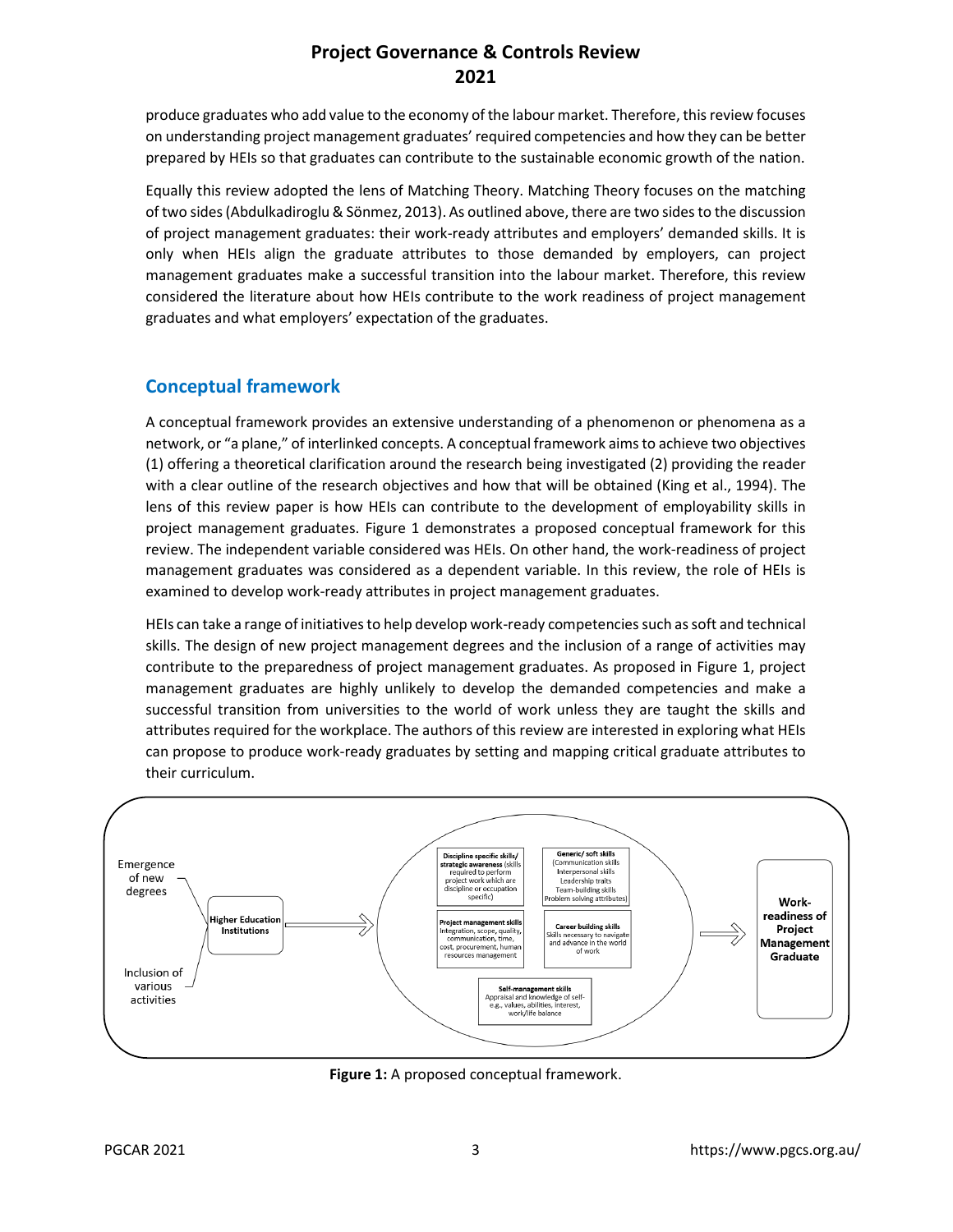produce graduates who add value to the economy of the labour market. Therefore, this review focuses on understanding project management graduates' required competencies and how they can be better prepared by HEIs so that graduates can contribute to the sustainable economic growth of the nation.

Equally this review adopted the lens of Matching Theory. Matching Theory focuses on the matching of two sides (Abdulkadiroglu & Sönmez, 2013). As outlined above, there are two sides to the discussion of project management graduates: their work-ready attributes and employers' demanded skills. It is only when HEIs align the graduate attributes to those demanded by employers, can project management graduates make a successful transition into the labour market. Therefore, this review considered the literature about how HEIs contribute to the work readiness of project management graduates and what employers' expectation of the graduates.

## Conceptual framework

A conceptual framework provides an extensive understanding of a phenomenon or phenomena as a network, or "a plane," of interlinked concepts. A conceptual framework aims to achieve two objectives (1) offering a theoretical clarification around the research being investigated (2) providing the reader with a clear outline of the research objectives and how that will be obtained (King et al., 1994). The lens of this review paper is how HEIs can contribute to the development of employability skills in project management graduates. Figure 1 demonstrates a proposed conceptual framework for this review. The independent variable considered was HEIs. On other hand, the work-readiness of project management graduates was considered as a dependent variable. In this review, the role of HEIs is examined to develop work-ready attributes in project management graduates.

HEIs can take a range of initiatives to help develop work-ready competencies such as soft and technical skills. The design of new project management degrees and the inclusion of a range of activities may contribute to the preparedness of project management graduates. As proposed in Figure 1, project management graduates are highly unlikely to develop the demanded competencies and make a successful transition from universities to the world of work unless they are taught the skills and attributes required for the workplace. The authors of this review are interested in exploring what HEIs can propose to produce work-ready graduates by setting and mapping critical graduate attributes to their curriculum.

Emergence of new degrees

Inclusion of various activities

**Higher Education Institutions**

**Discipline specific skills/ strategic awareness** (skills required to perform project work which are discipline or occupation specific)

**Generic/ soft skills** (Communication skills, Interpersonal skills, Leadership traits, Team-building skills, Problem solving attributes)

**Project management skills** Integration, scope, quality, communication, time, cost, procurement, human resources management

**Career building skills** Skills necessary to navigate and advance in the world of work

**Self-management skills** Appraisal and knowledge of self- e.g., values, abilities, interest, work/life balance

**Work-readiness of Project Management Graduate**

**Figure 1:** A proposed conceptual framework.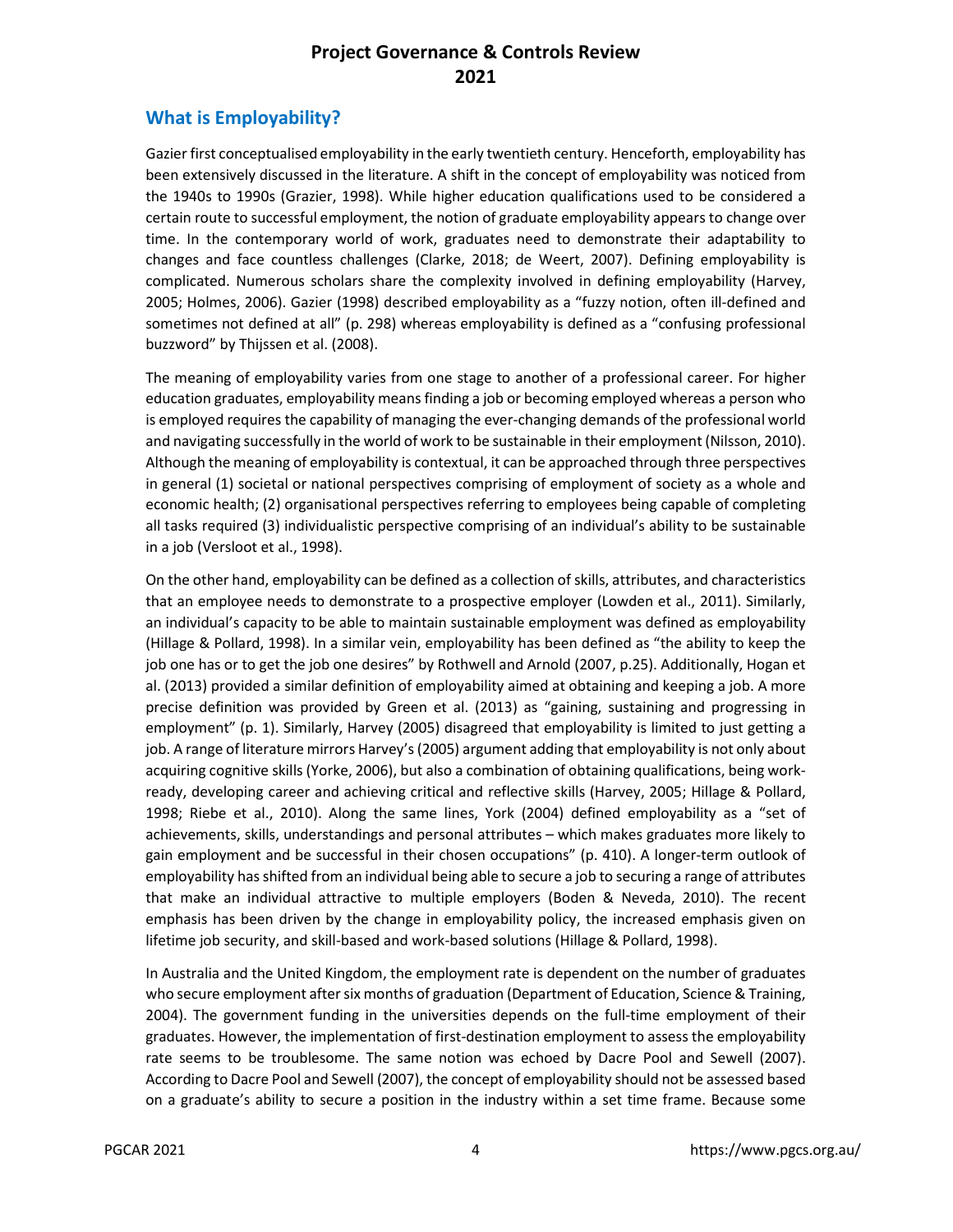## What is Employability?

Gazier first conceptualised employability in the early twentieth century. Henceforth, employability has been extensively discussed in the literature. A shift in the concept of employability was noticed from the 1940s to 1990s (Grazier, 1998). While higher education qualifications used to be considered a certain route to successful employment, the notion of graduate employability appears to change over time. In the contemporary world of work, graduates need to demonstrate their adaptability to changes and face countless challenges (Clarke, 2018; de Weert, 2007). Defining employability is complicated. Numerous scholars share the complexity involved in defining employability (Harvey, 2005; Holmes, 2006). Gazier (1998) described employability as a "fuzzy notion, often ill-defined and sometimes not defined at all" (p. 298) whereas employability is defined as a "confusing professional buzzword" by Thijssen et al. (2008).

The meaning of employability varies from one stage to another of a professional career. For higher education graduates, employability means finding a job or becoming employed whereas a person who is employed requires the capability of managing the ever-changing demands of the professional world and navigating successfully in the world of work to be sustainable in their employment (Nilsson, 2010). Although the meaning of employability is contextual, it can be approached through three perspectives in general (1) societal or national perspectives comprising of employment of society as a whole and economic health; (2) organisational perspectives referring to employees being capable of completing all tasks required (3) individualistic perspective comprising of an individual's ability to be sustainable in a job (Versloot et al., 1998).

On the other hand, employability can be defined as a collection of skills, attributes, and characteristics that an employee needs to demonstrate to a prospective employer (Lowden et al., 2011). Similarly, an individual's capacity to be able to maintain sustainable employment was defined as employability (Hillage & Pollard, 1998). In a similar vein, employability has been defined as "the ability to keep the job one has or to get the job one desires" by Rothwell and Arnold (2007, p.25). Additionally, Hogan et al. (2013) provided a similar definition of employability aimed at obtaining and keeping a job. A more precise definition was provided by Green et al. (2013) as "gaining, sustaining and progressing in employment" (p. 1). Similarly, Harvey (2005) disagreed that employability is limited to just getting a job. A range of literature mirrors Harvey's (2005) argument adding that employability is not only about acquiring cognitive skills (Yorke, 2006), but also a combination of obtaining qualifications, being work-ready, developing career and achieving critical and reflective skills (Harvey, 2005; Hillage & Pollard, 1998; Riebe et al., 2010). Along the same lines, York (2004) defined employability as a "set of achievements, skills, understandings and personal attributes – which makes graduates more likely to gain employment and be successful in their chosen occupations" (p. 410). A longer-term outlook of employability has shifted from an individual being able to secure a job to securing a range of attributes that make an individual attractive to multiple employers (Boden & Neveda, 2010). The recent emphasis has been driven by the change in employability policy, the increased emphasis given on lifetime job security, and skill-based and work-based solutions (Hillage & Pollard, 1998).

In Australia and the United Kingdom, the employment rate is dependent on the number of graduates who secure employment after six months of graduation (Department of Education, Science & Training, 2004). The government funding in the universities depends on the full-time employment of their graduates. However, the implementation of first-destination employment to assess the employability rate seems to be troublesome. The same notion was echoed by Dacre Pool and Sewell (2007). According to Dacre Pool and Sewell (2007), the concept of employability should not be assessed based on a graduate's ability to secure a position in the industry within a set time frame. Because some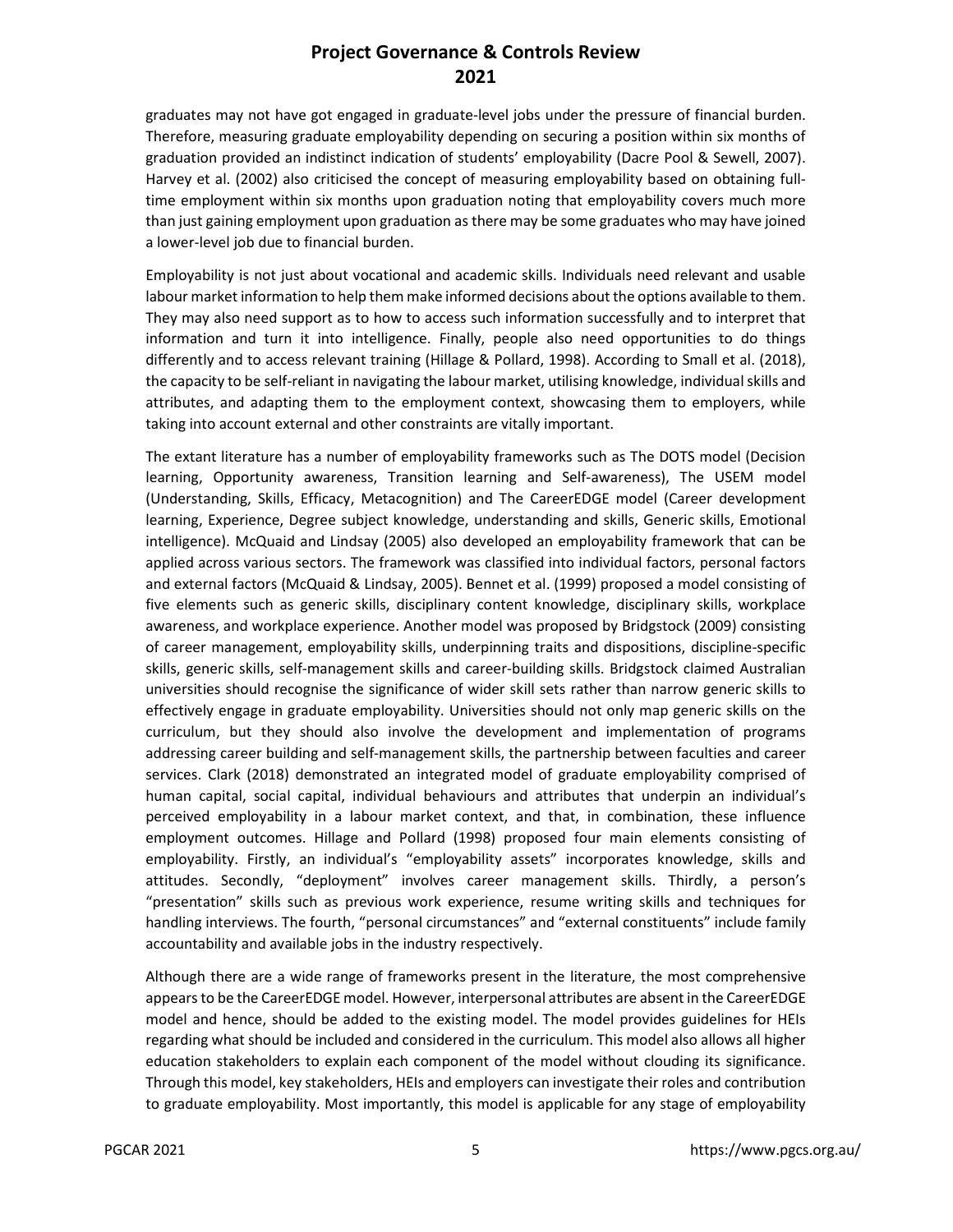graduates may not have got engaged in graduate-level jobs under the pressure of financial burden. Therefore, measuring graduate employability depending on securing a position within six months of graduation provided an indistinct indication of students' employability (Dacre Pool & Sewell, 2007). Harvey et al. (2002) also criticised the concept of measuring employability based on obtaining full-time employment within six months upon graduation noting that employability covers much more than just gaining employment upon graduation as there may be some graduates who may have joined a lower-level job due to financial burden.

Employability is not just about vocational and academic skills. Individuals need relevant and usable labour market information to help them make informed decisions about the options available to them. They may also need support as to how to access such information successfully and to interpret that information and turn it into intelligence. Finally, people also need opportunities to do things differently and to access relevant training (Hillage & Pollard, 1998). According to Small et al. (2018), the capacity to be self-reliant in navigating the labour market, utilising knowledge, individual skills and attributes, and adapting them to the employment context, showcasing them to employers, while taking into account external and other constraints are vitally important.

The extant literature has a number of employability frameworks such as The DOTS model (Decision learning, Opportunity awareness, Transition learning and Self-awareness), The USEM model (Understanding, Skills, Efficacy, Metacognition) and The CareerEDGE model (Career development learning, Experience, Degree subject knowledge, understanding and skills, Generic skills, Emotional intelligence). McQuaid and Lindsay (2005) also developed an employability framework that can be applied across various sectors. The framework was classified into individual factors, personal factors and external factors (McQuaid & Lindsay, 2005). Bennet et al. (1999) proposed a model consisting of five elements such as generic skills, disciplinary content knowledge, disciplinary skills, workplace awareness, and workplace experience. Another model was proposed by Bridgstock (2009) consisting of career management, employability skills, underpinning traits and dispositions, discipline-specific skills, generic skills, self-management skills and career-building skills. Bridgstock claimed Australian universities should recognise the significance of wider skill sets rather than narrow generic skills to effectively engage in graduate employability. Universities should not only map generic skills on the curriculum, but they should also involve the development and implementation of programs addressing career building and self-management skills, the partnership between faculties and career services. Clark (2018) demonstrated an integrated model of graduate employability comprised of human capital, social capital, individual behaviours and attributes that underpin an individual's perceived employability in a labour market context, and that, in combination, these influence employment outcomes. Hillage and Pollard (1998) proposed four main elements consisting of employability. Firstly, an individual's "employability assets" incorporates knowledge, skills and attitudes. Secondly, "deployment" involves career management skills. Thirdly, a person's "presentation" skills such as previous work experience, resume writing skills and techniques for handling interviews. The fourth, "personal circumstances" and "external constituents" include family accountability and available jobs in the industry respectively.

Although there are a wide range of frameworks present in the literature, the most comprehensive appears to be the CareerEDGE model. However, interpersonal attributes are absent in the CareerEDGE model and hence, should be added to the existing model. The model provides guidelines for HEIs regarding what should be included and considered in the curriculum. This model also allows all higher education stakeholders to explain each component of the model without clouding its significance. Through this model, key stakeholders, HEIs and employers can investigate their roles and contribution to graduate employability. Most importantly, this model is applicable for any stage of employability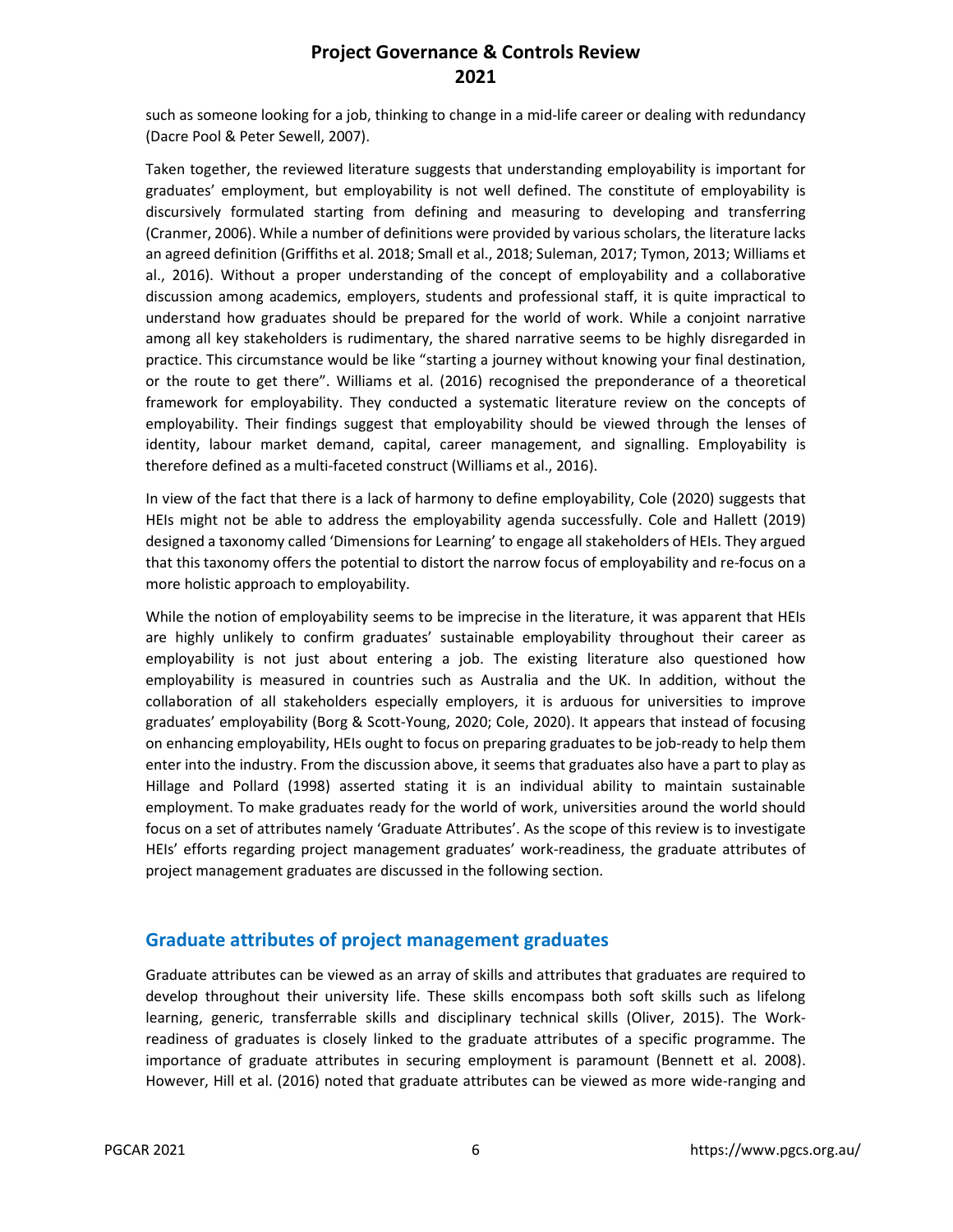such as someone looking for a job, thinking to change in a mid-life career or dealing with redundancy (Dacre Pool & Peter Sewell, 2007).

Taken together, the reviewed literature suggests that understanding employability is important for graduates' employment, but employability is not well defined. The constitute of employability is discursively formulated starting from defining and measuring to developing and transferring (Cranmer, 2006). While a number of definitions were provided by various scholars, the literature lacks an agreed definition (Griffiths et al. 2018; Small et al., 2018; Suleman, 2017; Tymon, 2013; Williams et al., 2016). Without a proper understanding of the concept of employability and a collaborative discussion among academics, employers, students and professional staff, it is quite impractical to understand how graduates should be prepared for the world of work. While a conjoint narrative among all key stakeholders is rudimentary, the shared narrative seems to be highly disregarded in practice. This circumstance would be like "starting a journey without knowing your final destination, or the route to get there". Williams et al. (2016) recognised the preponderance of a theoretical framework for employability. They conducted a systematic literature review on the concepts of employability. Their findings suggest that employability should be viewed through the lenses of identity, labour market demand, capital, career management, and signalling. Employability is therefore defined as a multi-faceted construct (Williams et al., 2016).

In view of the fact that there is a lack of harmony to define employability, Cole (2020) suggests that HEIs might not be able to address the employability agenda successfully. Cole and Hallett (2019) designed a taxonomy called 'Dimensions for Learning' to engage all stakeholders of HEIs. They argued that this taxonomy offers the potential to distort the narrow focus of employability and re-focus on a more holistic approach to employability.

While the notion of employability seems to be imprecise in the literature, it was apparent that HEIs are highly unlikely to confirm graduates' sustainable employability throughout their career as employability is not just about entering a job. The existing literature also questioned how employability is measured in countries such as Australia and the UK. In addition, without the collaboration of all stakeholders especially employers, it is arduous for universities to improve graduates' employability (Borg & Scott-Young, 2020; Cole, 2020). It appears that instead of focusing on enhancing employability, HEIs ought to focus on preparing graduates to be job-ready to help them enter into the industry. From the discussion above, it seems that graduates also have a part to play as Hillage and Pollard (1998) asserted stating it is an individual ability to maintain sustainable employment. To make graduates ready for the world of work, universities around the world should focus on a set of attributes namely 'Graduate Attributes'. As the scope of this review is to investigate HEIs' efforts regarding project management graduates' work-readiness, the graduate attributes of project management graduates are discussed in the following section.

## Graduate attributes of project management graduates

Graduate attributes can be viewed as an array of skills and attributes that graduates are required to develop throughout their university life. These skills encompass both soft skills such as lifelong learning, generic, transferrable skills and disciplinary technical skills (Oliver, 2015). The Work-readiness of graduates is closely linked to the graduate attributes of a specific programme. The importance of graduate attributes in securing employment is paramount (Bennett et al. 2008). However, Hill et al. (2016) noted that graduate attributes can be viewed as more wide-ranging and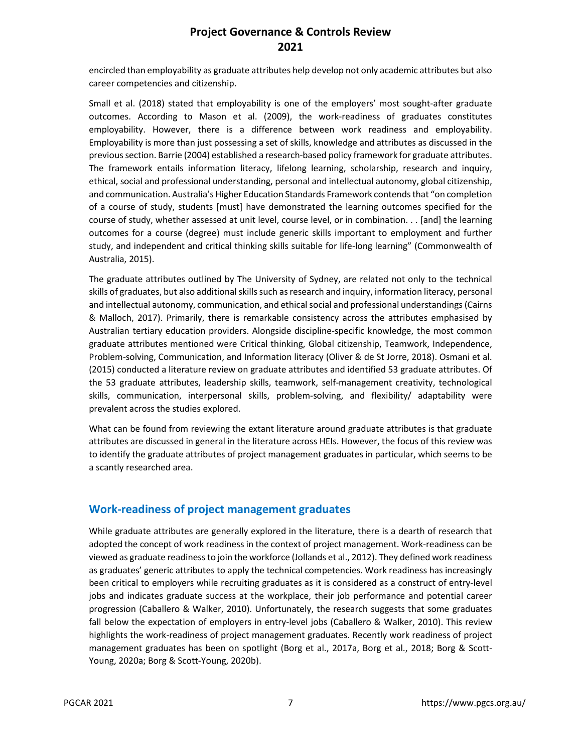encircled than employability as graduate attributes help develop not only academic attributes but also career competencies and citizenship.

Small et al. (2018) stated that employability is one of the employers' most sought-after graduate outcomes. According to Mason et al. (2009), the work-readiness of graduates constitutes employability. However, there is a difference between work readiness and employability. Employability is more than just possessing a set of skills, knowledge and attributes as discussed in the previous section. Barrie (2004) established a research-based policy framework for graduate attributes. The framework entails information literacy, lifelong learning, scholarship, research and inquiry, ethical, social and professional understanding, personal and intellectual autonomy, global citizenship, and communication. Australia's Higher Education Standards Framework contends that "on completion of a course of study, students [must] have demonstrated the learning outcomes specified for the course of study, whether assessed at unit level, course level, or in combination. . . [and] the learning outcomes for a course (degree) must include generic skills important to employment and further study, and independent and critical thinking skills suitable for life-long learning" (Commonwealth of Australia, 2015).

The graduate attributes outlined by The University of Sydney, are related not only to the technical skills of graduates, but also additional skills such as research and inquiry, information literacy, personal and intellectual autonomy, communication, and ethical social and professional understandings (Cairns & Malloch, 2017). Primarily, there is remarkable consistency across the attributes emphasised by Australian tertiary education providers. Alongside discipline-specific knowledge, the most common graduate attributes mentioned were Critical thinking, Global citizenship, Teamwork, Independence, Problem-solving, Communication, and Information literacy (Oliver & de St Jorre, 2018). Osmani et al. (2015) conducted a literature review on graduate attributes and identified 53 graduate attributes. Of the 53 graduate attributes, leadership skills, teamwork, self-management creativity, technological skills, communication, interpersonal skills, problem-solving, and flexibility/ adaptability were prevalent across the studies explored.

What can be found from reviewing the extant literature around graduate attributes is that graduate attributes are discussed in general in the literature across HEIs. However, the focus of this review was to identify the graduate attributes of project management graduates in particular, which seems to be a scantly researched area.

## Work-readiness of project management graduates

While graduate attributes are generally explored in the literature, there is a dearth of research that adopted the concept of work readiness in the context of project management. Work-readiness can be viewed as graduate readiness to join the workforce (Jollands et al., 2012). They defined work readiness as graduates' generic attributes to apply the technical competencies. Work readiness has increasingly been critical to employers while recruiting graduates as it is considered as a construct of entry-level jobs and indicates graduate success at the workplace, their job performance and potential career progression (Caballero & Walker, 2010). Unfortunately, the research suggests that some graduates fall below the expectation of employers in entry-level jobs (Caballero & Walker, 2010). This review highlights the work-readiness of project management graduates. Recently work readiness of project management graduates has been on spotlight (Borg et al., 2017a, Borg et al., 2018; Borg & Scott-Young, 2020a; Borg & Scott-Young, 2020b).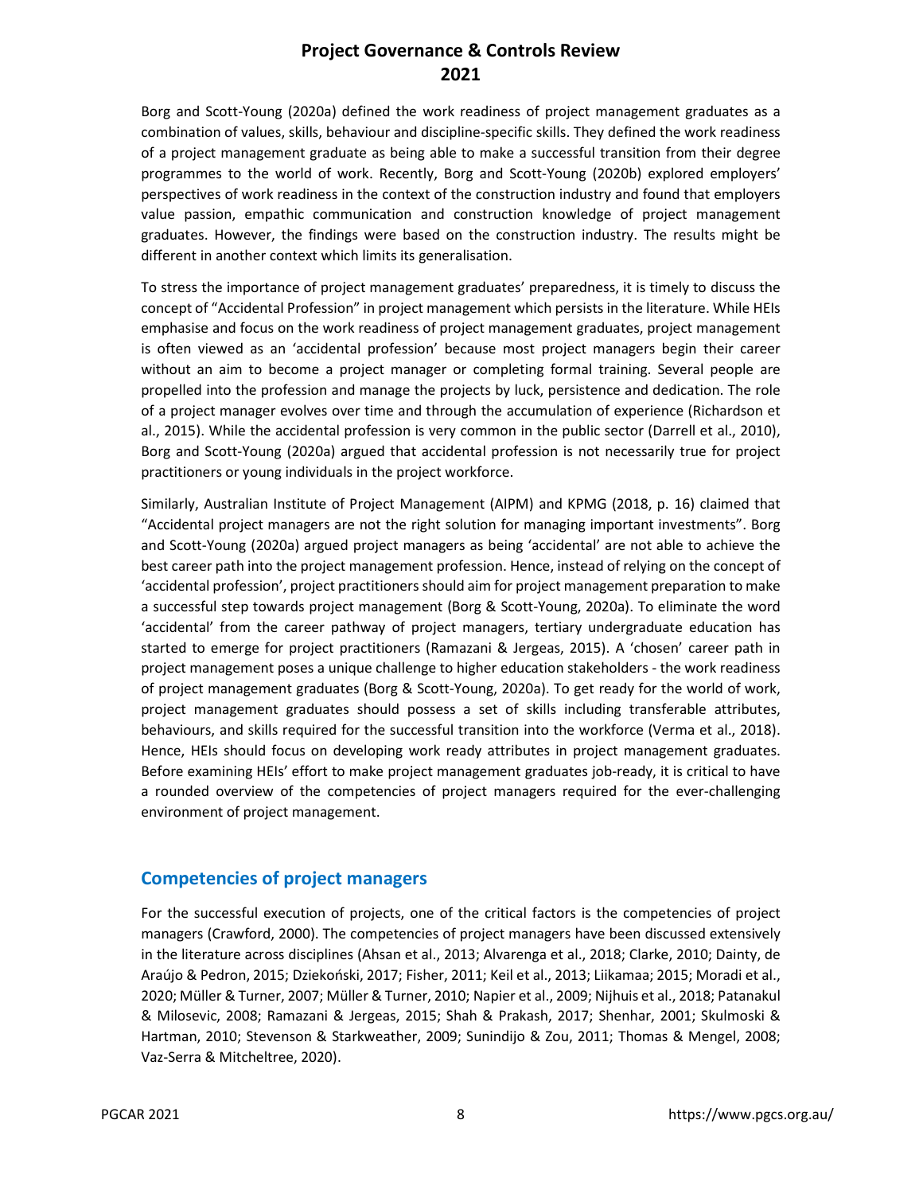Borg and Scott-Young (2020a) defined the work readiness of project management graduates as a combination of values, skills, behaviour and discipline-specific skills. They defined the work readiness of a project management graduate as being able to make a successful transition from their degree programmes to the world of work. Recently, Borg and Scott-Young (2020b) explored employers' perspectives of work readiness in the context of the construction industry and found that employers value passion, empathic communication and construction knowledge of project management graduates. However, the findings were based on the construction industry. The results might be different in another context which limits its generalisation.

To stress the importance of project management graduates' preparedness, it is timely to discuss the concept of "Accidental Profession" in project management which persists in the literature. While HEIs emphasise and focus on the work readiness of project management graduates, project management is often viewed as an 'accidental profession' because most project managers begin their career without an aim to become a project manager or completing formal training. Several people are propelled into the profession and manage the projects by luck, persistence and dedication. The role of a project manager evolves over time and through the accumulation of experience (Richardson et al., 2015). While the accidental profession is very common in the public sector (Darrell et al., 2010), Borg and Scott-Young (2020a) argued that accidental profession is not necessarily true for project practitioners or young individuals in the project workforce.

Similarly, Australian Institute of Project Management (AIPM) and KPMG (2018, p. 16) claimed that "Accidental project managers are not the right solution for managing important investments". Borg and Scott-Young (2020a) argued project managers as being 'accidental' are not able to achieve the best career path into the project management profession. Hence, instead of relying on the concept of 'accidental profession', project practitioners should aim for project management preparation to make a successful step towards project management (Borg & Scott-Young, 2020a). To eliminate the word 'accidental' from the career pathway of project managers, tertiary undergraduate education has started to emerge for project practitioners (Ramazani & Jergeas, 2015). A 'chosen' career path in project management poses a unique challenge to higher education stakeholders - the work readiness of project management graduates (Borg & Scott-Young, 2020a). To get ready for the world of work, project management graduates should possess a set of skills including transferable attributes, behaviours, and skills required for the successful transition into the workforce (Verma et al., 2018). Hence, HEIs should focus on developing work ready attributes in project management graduates. Before examining HEIs' effort to make project management graduates job-ready, it is critical to have a rounded overview of the competencies of project managers required for the ever-challenging environment of project management.

## Competencies of project managers

For the successful execution of projects, one of the critical factors is the competencies of project managers (Crawford, 2000). The competencies of project managers have been discussed extensively in the literature across disciplines (Ahsan et al., 2013; Alvarenga et al., 2018; Clarke, 2010; Dainty, de Araújo & Pedron, 2015; Dziekoński, 2017; Fisher, 2011; Keil et al., 2013; Liikamaa; 2015; Moradi et al., 2020; Müller & Turner, 2007; Müller & Turner, 2010; Napier et al., 2009; Nijhuis et al., 2018; Patanakul & Milosevic, 2008; Ramazani & Jergeas, 2015; Shah & Prakash, 2017; Shenhar, 2001; Skulmoski & Hartman, 2010; Stevenson & Starkweather, 2009; Sunindijo & Zou, 2011; Thomas & Mengel, 2008; Vaz-Serra & Mitcheltree, 2020).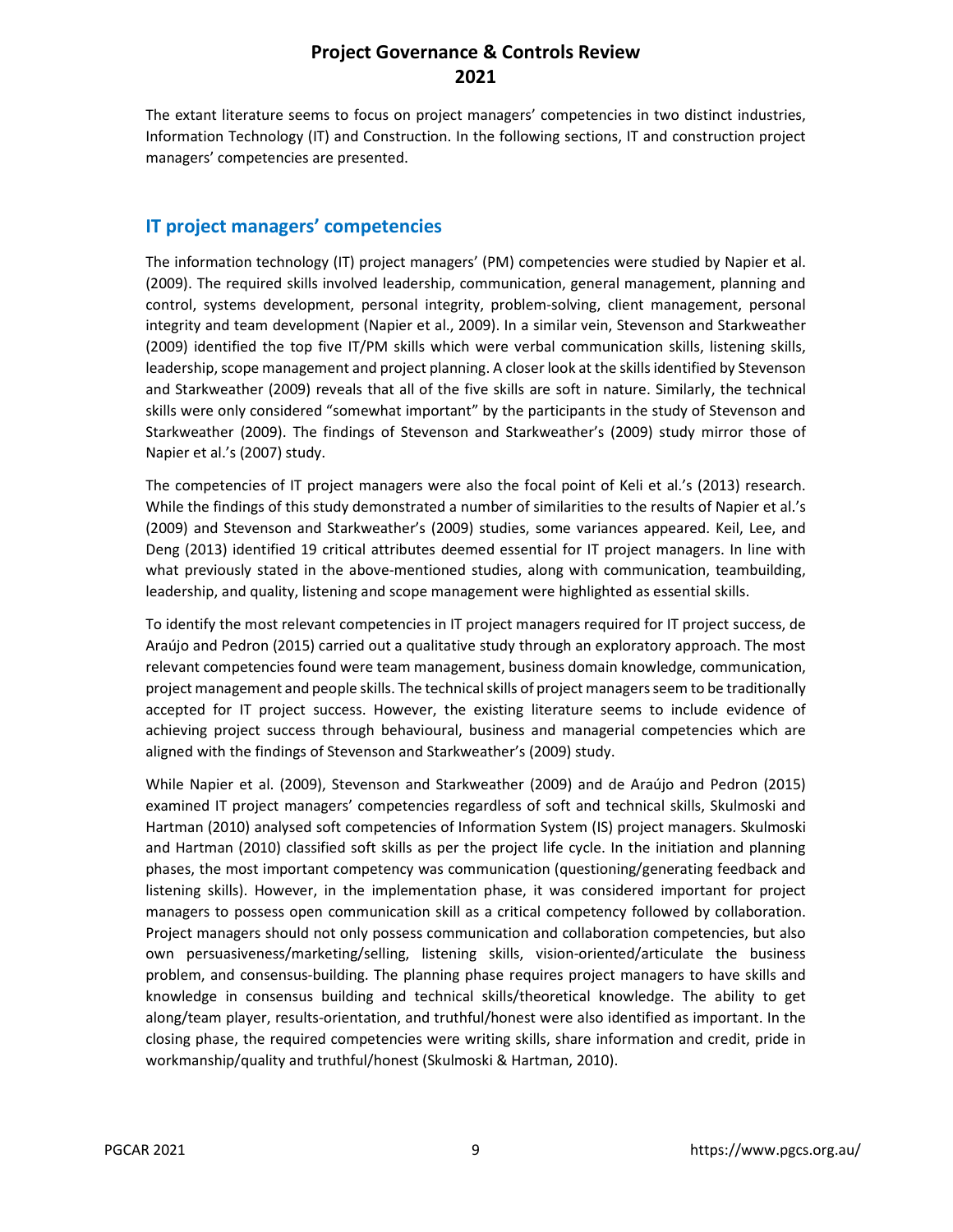The extant literature seems to focus on project managers' competencies in two distinct industries, Information Technology (IT) and Construction. In the following sections, IT and construction project managers' competencies are presented.

## IT project managers' competencies

The information technology (IT) project managers' (PM) competencies were studied by Napier et al. (2009). The required skills involved leadership, communication, general management, planning and control, systems development, personal integrity, problem-solving, client management, personal integrity and team development (Napier et al., 2009). In a similar vein, Stevenson and Starkweather (2009) identified the top five IT/PM skills which were verbal communication skills, listening skills, leadership, scope management and project planning. A closer look at the skills identified by Stevenson and Starkweather (2009) reveals that all of the five skills are soft in nature. Similarly, the technical skills were only considered "somewhat important" by the participants in the study of Stevenson and Starkweather (2009). The findings of Stevenson and Starkweather's (2009) study mirror those of Napier et al.'s (2007) study.

The competencies of IT project managers were also the focal point of Keli et al.'s (2013) research. While the findings of this study demonstrated a number of similarities to the results of Napier et al.'s (2009) and Stevenson and Starkweather's (2009) studies, some variances appeared. Keil, Lee, and Deng (2013) identified 19 critical attributes deemed essential for IT project managers. In line with what previously stated in the above-mentioned studies, along with communication, teambuilding, leadership, and quality, listening and scope management were highlighted as essential skills.

To identify the most relevant competencies in IT project managers required for IT project success, de Araújo and Pedron (2015) carried out a qualitative study through an exploratory approach. The most relevant competencies found were team management, business domain knowledge, communication, project management and people skills. The technical skills of project managers seem to be traditionally accepted for IT project success. However, the existing literature seems to include evidence of achieving project success through behavioural, business and managerial competencies which are aligned with the findings of Stevenson and Starkweather's (2009) study.

While Napier et al. (2009), Stevenson and Starkweather (2009) and de Araújo and Pedron (2015) examined IT project managers' competencies regardless of soft and technical skills, Skulmoski and Hartman (2010) analysed soft competencies of Information System (IS) project managers. Skulmoski and Hartman (2010) classified soft skills as per the project life cycle. In the initiation and planning phases, the most important competency was communication (questioning/generating feedback and listening skills). However, in the implementation phase, it was considered important for project managers to possess open communication skill as a critical competency followed by collaboration. Project managers should not only possess communication and collaboration competencies, but also own persuasiveness/marketing/selling, listening skills, vision-oriented/articulate the business problem, and consensus-building. The planning phase requires project managers to have skills and knowledge in consensus building and technical skills/theoretical knowledge. The ability to get along/team player, results-orientation, and truthful/honest were also identified as important. In the closing phase, the required competencies were writing skills, share information and credit, pride in workmanship/quality and truthful/honest (Skulmoski & Hartman, 2010).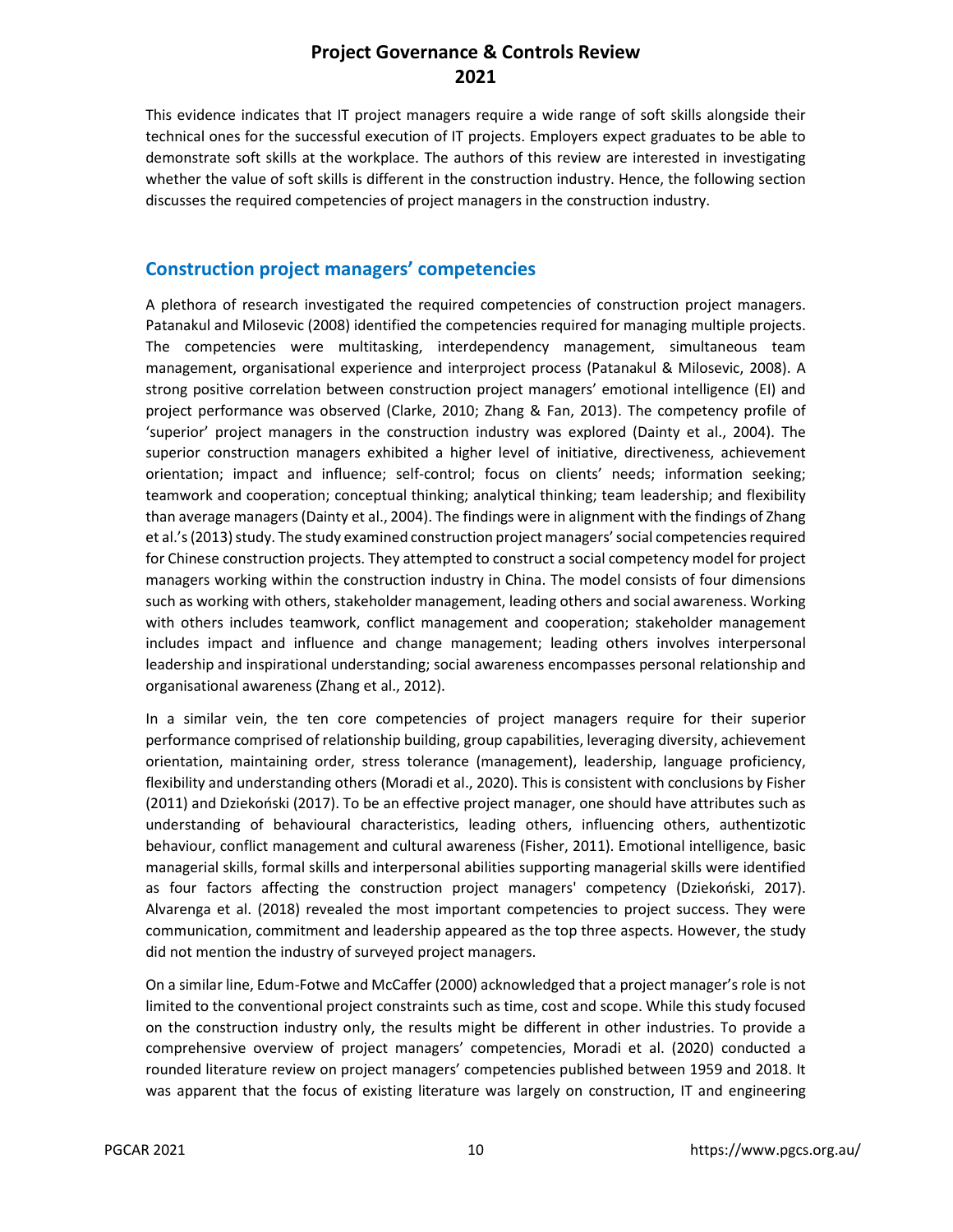This evidence indicates that IT project managers require a wide range of soft skills alongside their technical ones for the successful execution of IT projects. Employers expect graduates to be able to demonstrate soft skills at the workplace. The authors of this review are interested in investigating whether the value of soft skills is different in the construction industry. Hence, the following section discusses the required competencies of project managers in the construction industry.

## Construction project managers' competencies

A plethora of research investigated the required competencies of construction project managers. Patanakul and Milosevic (2008) identified the competencies required for managing multiple projects. The competencies were multitasking, interdependency management, simultaneous team management, organisational experience and interproject process (Patanakul & Milosevic, 2008). A strong positive correlation between construction project managers' emotional intelligence (EI) and project performance was observed (Clarke, 2010; Zhang & Fan, 2013). The competency profile of 'superior' project managers in the construction industry was explored (Dainty et al., 2004). The superior construction managers exhibited a higher level of initiative, directiveness, achievement orientation; impact and influence; self-control; focus on clients' needs; information seeking; teamwork and cooperation; conceptual thinking; analytical thinking; team leadership; and flexibility than average managers (Dainty et al., 2004). The findings were in alignment with the findings of Zhang et al.'s (2013) study. The study examined construction project managers' social competencies required for Chinese construction projects. They attempted to construct a social competency model for project managers working within the construction industry in China. The model consists of four dimensions such as working with others, stakeholder management, leading others and social awareness. Working with others includes teamwork, conflict management and cooperation; stakeholder management includes impact and influence and change management; leading others involves interpersonal leadership and inspirational understanding; social awareness encompasses personal relationship and organisational awareness (Zhang et al., 2012).

In a similar vein, the ten core competencies of project managers require for their superior performance comprised of relationship building, group capabilities, leveraging diversity, achievement orientation, maintaining order, stress tolerance (management), leadership, language proficiency, flexibility and understanding others (Moradi et al., 2020). This is consistent with conclusions by Fisher (2011) and Dziekoński (2017). To be an effective project manager, one should have attributes such as understanding of behavioural characteristics, leading others, influencing others, authentizotic behaviour, conflict management and cultural awareness (Fisher, 2011). Emotional intelligence, basic managerial skills, formal skills and interpersonal abilities supporting managerial skills were identified as four factors affecting the construction project managers' competency (Dziekoński, 2017). Alvarenga et al. (2018) revealed the most important competencies to project success. They were communication, commitment and leadership appeared as the top three aspects. However, the study did not mention the industry of surveyed project managers.

On a similar line, Edum-Fotwe and McCaffer (2000) acknowledged that a project manager's role is not limited to the conventional project constraints such as time, cost and scope. While this study focused on the construction industry only, the results might be different in other industries. To provide a comprehensive overview of project managers' competencies, Moradi et al. (2020) conducted a rounded literature review on project managers' competencies published between 1959 and 2018. It was apparent that the focus of existing literature was largely on construction, IT and engineering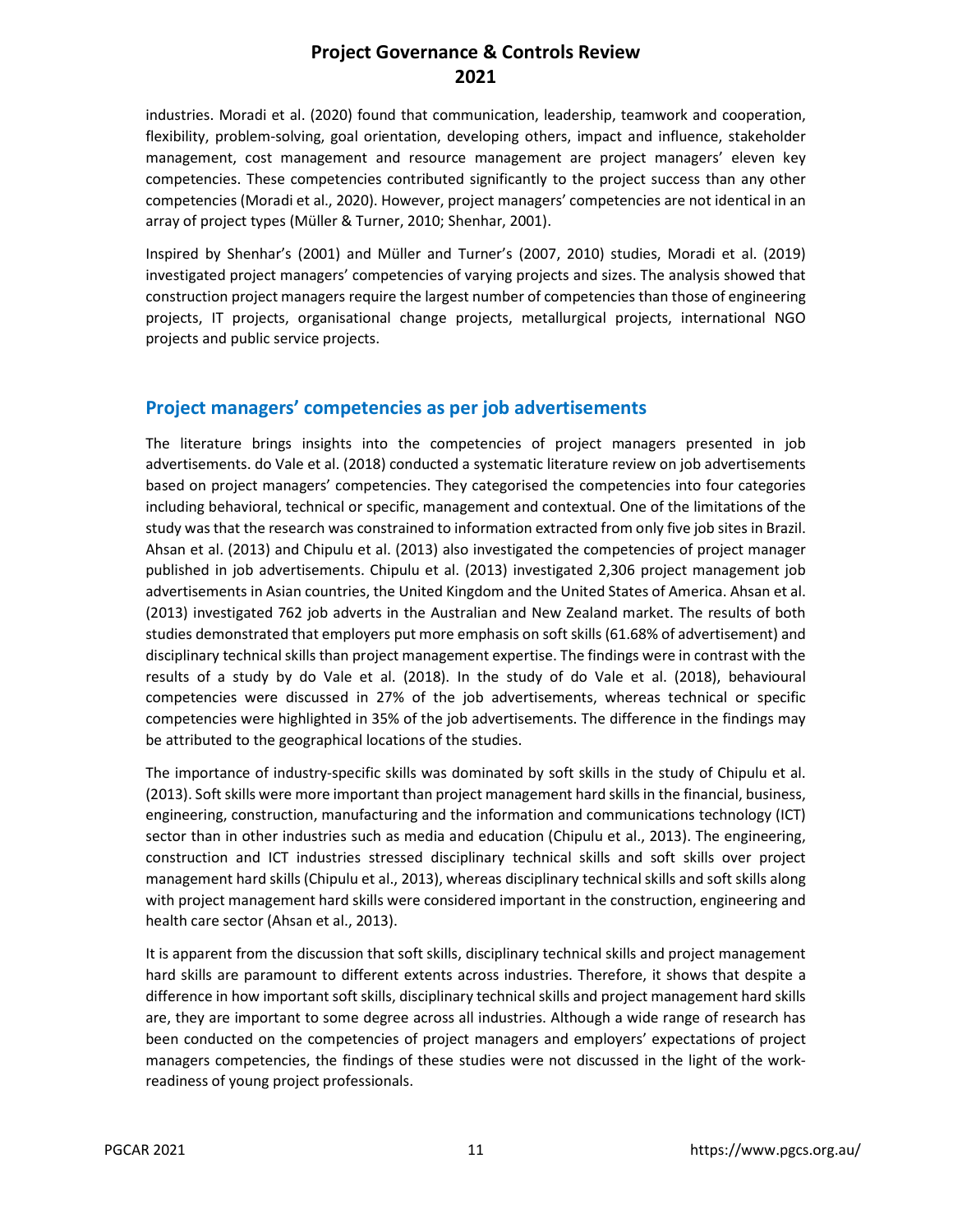industries. Moradi et al. (2020) found that communication, leadership, teamwork and cooperation, flexibility, problem-solving, goal orientation, developing others, impact and influence, stakeholder management, cost management and resource management are project managers' eleven key competencies. These competencies contributed significantly to the project success than any other competencies (Moradi et al., 2020). However, project managers' competencies are not identical in an array of project types (Müller & Turner, 2010; Shenhar, 2001).

Inspired by Shenhar's (2001) and Müller and Turner's (2007, 2010) studies, Moradi et al. (2019) investigated project managers' competencies of varying projects and sizes. The analysis showed that construction project managers require the largest number of competencies than those of engineering projects, IT projects, organisational change projects, metallurgical projects, international NGO projects and public service projects.

## Project managers' competencies as per job advertisements

The literature brings insights into the competencies of project managers presented in job advertisements. do Vale et al. (2018) conducted a systematic literature review on job advertisements based on project managers' competencies. They categorised the competencies into four categories including behavioral, technical or specific, management and contextual. One of the limitations of the study was that the research was constrained to information extracted from only five job sites in Brazil. Ahsan et al. (2013) and Chipulu et al. (2013) also investigated the competencies of project manager published in job advertisements. Chipulu et al. (2013) investigated 2,306 project management job advertisements in Asian countries, the United Kingdom and the United States of America. Ahsan et al. (2013) investigated 762 job adverts in the Australian and New Zealand market. The results of both studies demonstrated that employers put more emphasis on soft skills (61.68% of advertisement) and disciplinary technical skills than project management expertise. The findings were in contrast with the results of a study by do Vale et al. (2018). In the study of do Vale et al. (2018), behavioural competencies were discussed in 27% of the job advertisements, whereas technical or specific competencies were highlighted in 35% of the job advertisements. The difference in the findings may be attributed to the geographical locations of the studies.

The importance of industry-specific skills was dominated by soft skills in the study of Chipulu et al. (2013). Soft skills were more important than project management hard skills in the financial, business, engineering, construction, manufacturing and the information and communications technology (ICT) sector than in other industries such as media and education (Chipulu et al., 2013). The engineering, construction and ICT industries stressed disciplinary technical skills and soft skills over project management hard skills (Chipulu et al., 2013), whereas disciplinary technical skills and soft skills along with project management hard skills were considered important in the construction, engineering and health care sector (Ahsan et al., 2013).

It is apparent from the discussion that soft skills, disciplinary technical skills and project management hard skills are paramount to different extents across industries. Therefore, it shows that despite a difference in how important soft skills, disciplinary technical skills and project management hard skills are, they are important to some degree across all industries. Although a wide range of research has been conducted on the competencies of project managers and employers' expectations of project managers competencies, the findings of these studies were not discussed in the light of the work-readiness of young project professionals.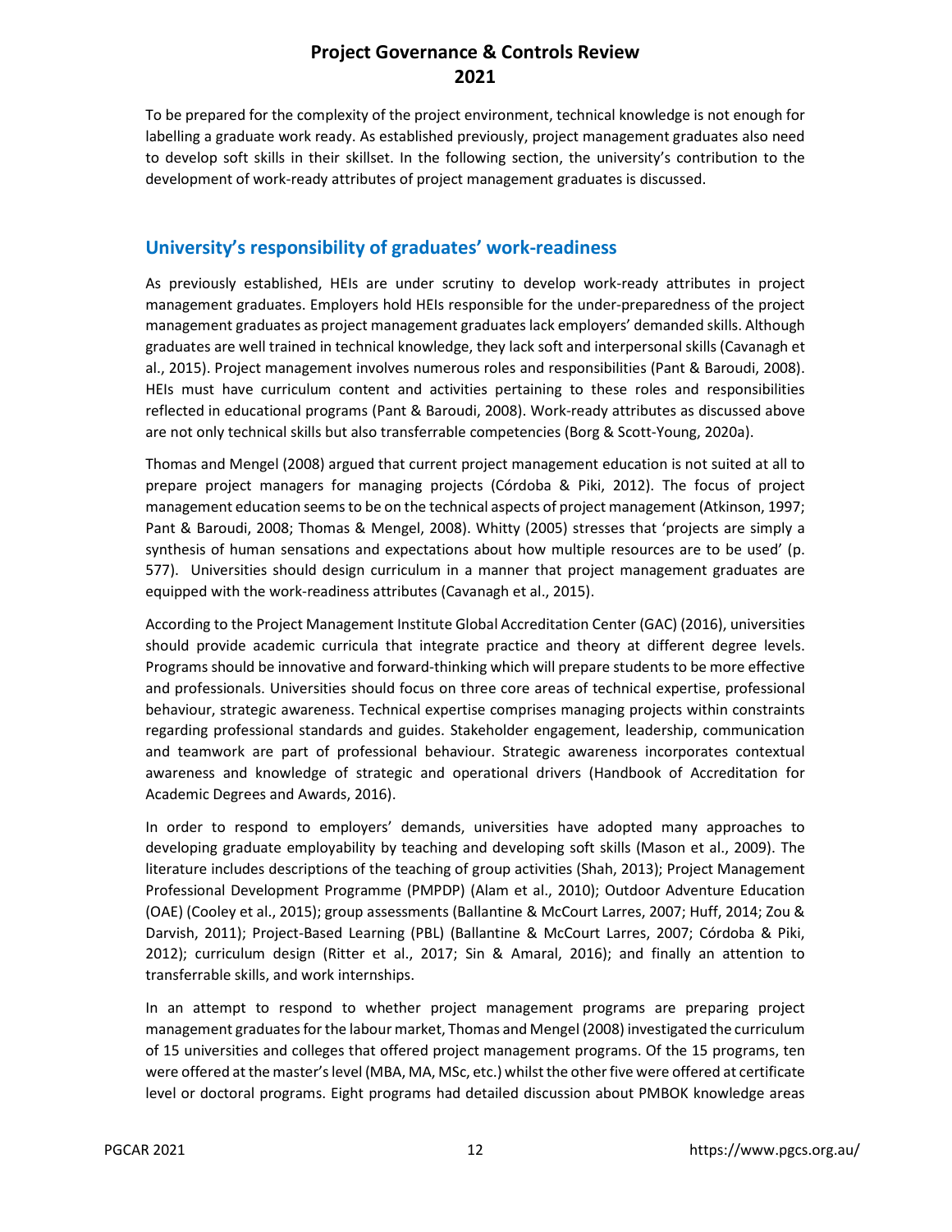To be prepared for the complexity of the project environment, technical knowledge is not enough for labelling a graduate work ready. As established previously, project management graduates also need to develop soft skills in their skillset. In the following section, the university's contribution to the development of work-ready attributes of project management graduates is discussed.

## University's responsibility of graduates' work-readiness

As previously established, HEIs are under scrutiny to develop work-ready attributes in project management graduates. Employers hold HEIs responsible for the under-preparedness of the project management graduates as project management graduates lack employers' demanded skills. Although graduates are well trained in technical knowledge, they lack soft and interpersonal skills (Cavanagh et al., 2015). Project management involves numerous roles and responsibilities (Pant & Baroudi, 2008). HEIs must have curriculum content and activities pertaining to these roles and responsibilities reflected in educational programs (Pant & Baroudi, 2008). Work-ready attributes as discussed above are not only technical skills but also transferrable competencies (Borg & Scott-Young, 2020a).

Thomas and Mengel (2008) argued that current project management education is not suited at all to prepare project managers for managing projects (Córdoba & Piki, 2012). The focus of project management education seems to be on the technical aspects of project management (Atkinson, 1997; Pant & Baroudi, 2008; Thomas & Mengel, 2008). Whitty (2005) stresses that 'projects are simply a synthesis of human sensations and expectations about how multiple resources are to be used' (p. 577). Universities should design curriculum in a manner that project management graduates are equipped with the work-readiness attributes (Cavanagh et al., 2015).

According to the Project Management Institute Global Accreditation Center (GAC) (2016), universities should provide academic curricula that integrate practice and theory at different degree levels. Programs should be innovative and forward-thinking which will prepare students to be more effective and professionals. Universities should focus on three core areas of technical expertise, professional behaviour, strategic awareness. Technical expertise comprises managing projects within constraints regarding professional standards and guides. Stakeholder engagement, leadership, communication and teamwork are part of professional behaviour. Strategic awareness incorporates contextual awareness and knowledge of strategic and operational drivers (Handbook of Accreditation for Academic Degrees and Awards, 2016).

In order to respond to employers' demands, universities have adopted many approaches to developing graduate employability by teaching and developing soft skills (Mason et al., 2009). The literature includes descriptions of the teaching of group activities (Shah, 2013); Project Management Professional Development Programme (PMPDP) (Alam et al., 2010); Outdoor Adventure Education (OAE) (Cooley et al., 2015); group assessments (Ballantine & McCourt Larres, 2007; Huff, 2014; Zou & Darvish, 2011); Project-Based Learning (PBL) (Ballantine & McCourt Larres, 2007; Córdoba & Piki, 2012); curriculum design (Ritter et al., 2017; Sin & Amaral, 2016); and finally an attention to transferrable skills, and work internships.

In an attempt to respond to whether project management programs are preparing project management graduates for the labour market, Thomas and Mengel (2008) investigated the curriculum of 15 universities and colleges that offered project management programs. Of the 15 programs, ten were offered at the master's level (MBA, MA, MSc, etc.) whilst the other five were offered at certificate level or doctoral programs. Eight programs had detailed discussion about PMBOK knowledge areas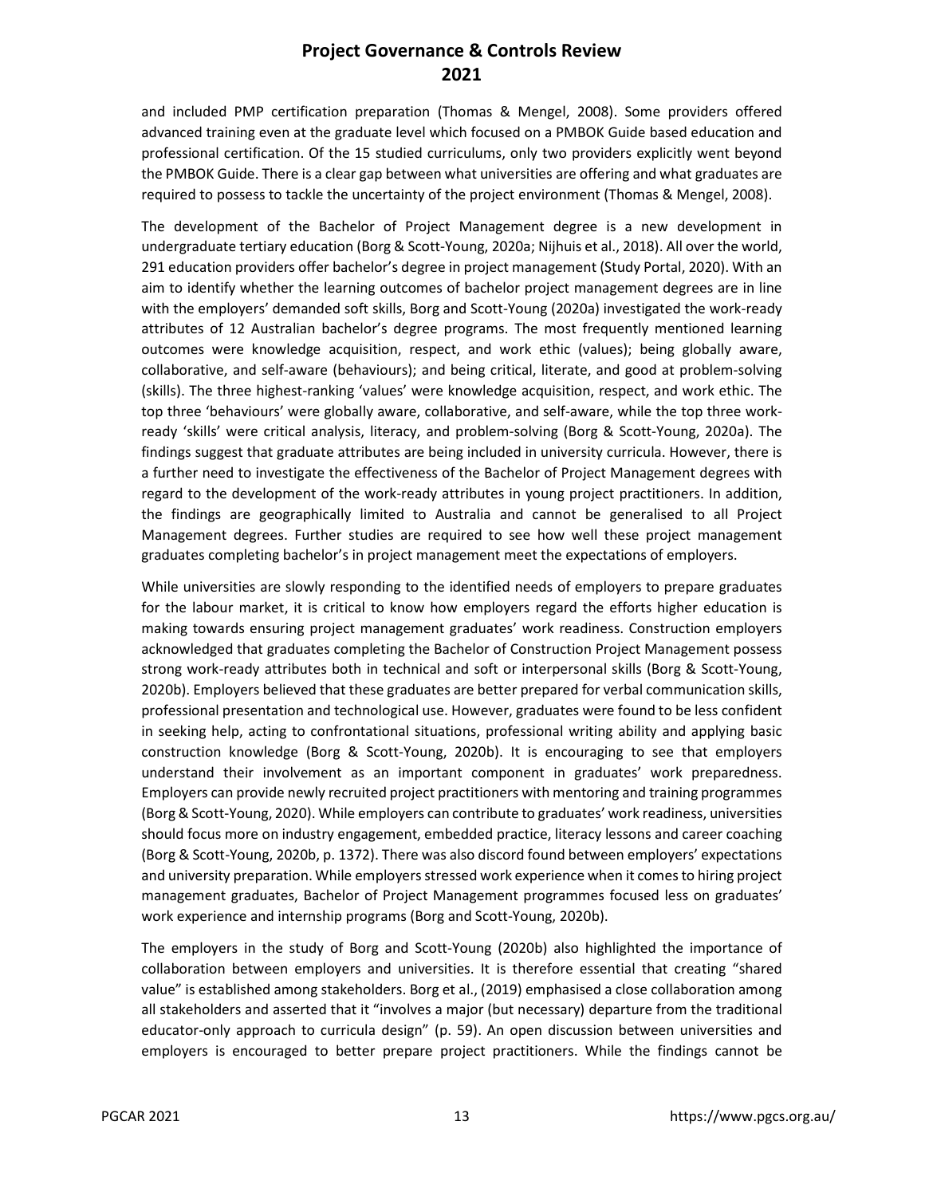and included PMP certification preparation (Thomas & Mengel, 2008). Some providers offered advanced training even at the graduate level which focused on a PMBOK Guide based education and professional certification. Of the 15 studied curriculums, only two providers explicitly went beyond the PMBOK Guide. There is a clear gap between what universities are offering and what graduates are required to possess to tackle the uncertainty of the project environment (Thomas & Mengel, 2008).

The development of the Bachelor of Project Management degree is a new development in undergraduate tertiary education (Borg & Scott-Young, 2020a; Nijhuis et al., 2018). All over the world, 291 education providers offer bachelor's degree in project management (Study Portal, 2020). With an aim to identify whether the learning outcomes of bachelor project management degrees are in line with the employers' demanded soft skills, Borg and Scott-Young (2020a) investigated the work-ready attributes of 12 Australian bachelor's degree programs. The most frequently mentioned learning outcomes were knowledge acquisition, respect, and work ethic (values); being globally aware, collaborative, and self-aware (behaviours); and being critical, literate, and good at problem-solving (skills). The three highest-ranking 'values' were knowledge acquisition, respect, and work ethic. The top three 'behaviours' were globally aware, collaborative, and self-aware, while the top three work-ready 'skills' were critical analysis, literacy, and problem-solving (Borg & Scott-Young, 2020a). The findings suggest that graduate attributes are being included in university curricula. However, there is a further need to investigate the effectiveness of the Bachelor of Project Management degrees with regard to the development of the work-ready attributes in young project practitioners. In addition, the findings are geographically limited to Australia and cannot be generalised to all Project Management degrees. Further studies are required to see how well these project management graduates completing bachelor's in project management meet the expectations of employers.

While universities are slowly responding to the identified needs of employers to prepare graduates for the labour market, it is critical to know how employers regard the efforts higher education is making towards ensuring project management graduates' work readiness. Construction employers acknowledged that graduates completing the Bachelor of Construction Project Management possess strong work-ready attributes both in technical and soft or interpersonal skills (Borg & Scott-Young, 2020b). Employers believed that these graduates are better prepared for verbal communication skills, professional presentation and technological use. However, graduates were found to be less confident in seeking help, acting to confrontational situations, professional writing ability and applying basic construction knowledge (Borg & Scott-Young, 2020b). It is encouraging to see that employers understand their involvement as an important component in graduates' work preparedness. Employers can provide newly recruited project practitioners with mentoring and training programmes (Borg & Scott-Young, 2020). While employers can contribute to graduates' work readiness, universities should focus more on industry engagement, embedded practice, literacy lessons and career coaching (Borg & Scott-Young, 2020b, p. 1372). There was also discord found between employers' expectations and university preparation. While employers stressed work experience when it comes to hiring project management graduates, Bachelor of Project Management programmes focused less on graduates' work experience and internship programs (Borg and Scott-Young, 2020b).

The employers in the study of Borg and Scott-Young (2020b) also highlighted the importance of collaboration between employers and universities. It is therefore essential that creating "shared value" is established among stakeholders. Borg et al., (2019) emphasised a close collaboration among all stakeholders and asserted that it "involves a major (but necessary) departure from the traditional educator-only approach to curricula design" (p. 59). An open discussion between universities and employers is encouraged to better prepare project practitioners. While the findings cannot be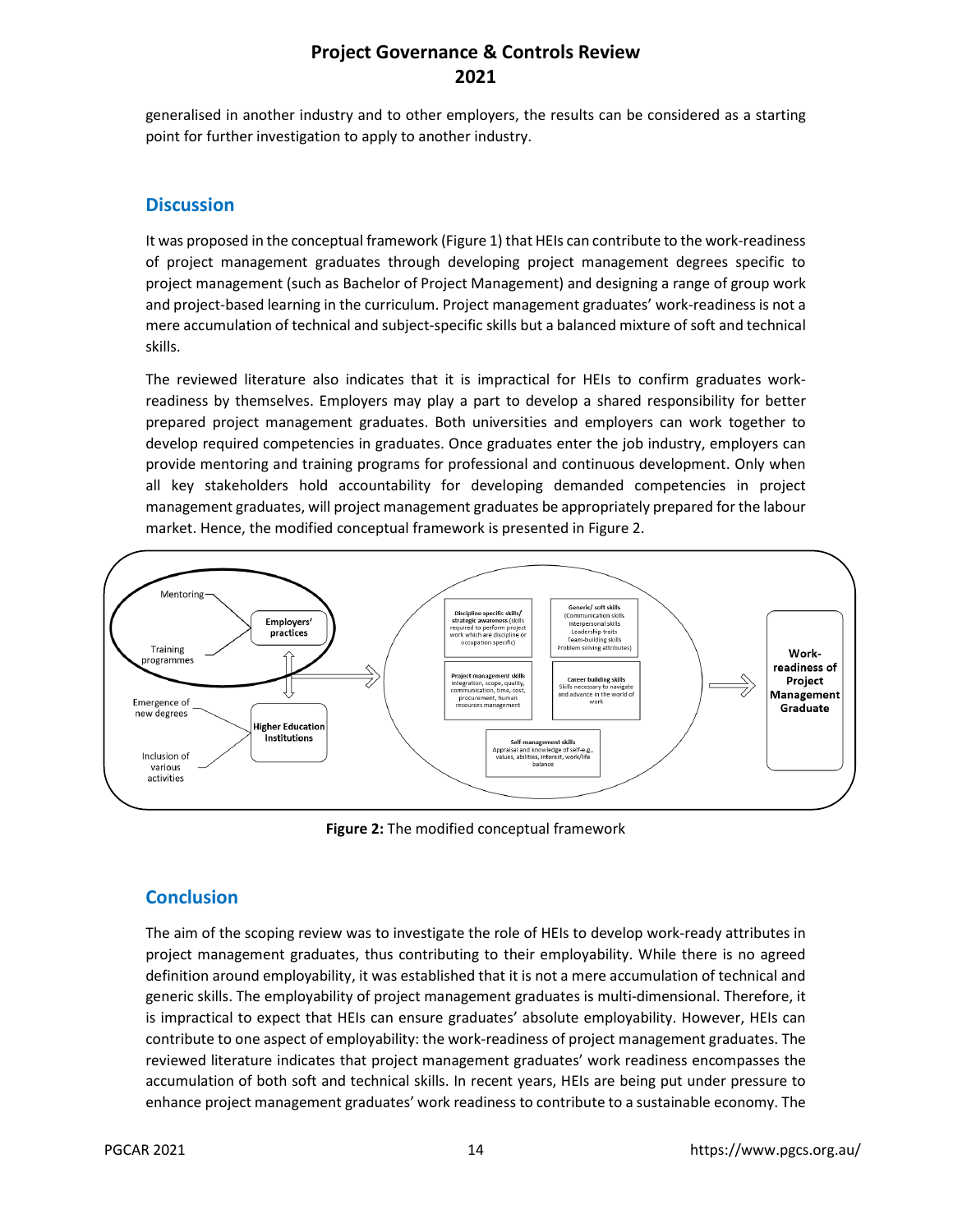generalised in another industry and to other employers, the results can be considered as a starting point for further investigation to apply to another industry.

## Discussion

It was proposed in the conceptual framework (Figure 1) that HEIs can contribute to the work-readiness of project management graduates through developing project management degrees specific to project management (such as Bachelor of Project Management) and designing a range of group work and project-based learning in the curriculum. Project management graduates' work-readiness is not a mere accumulation of technical and subject-specific skills but a balanced mixture of soft and technical skills.

The reviewed literature also indicates that it is impractical for HEIs to confirm graduates work-readiness by themselves. Employers may play a part to develop a shared responsibility for better prepared project management graduates. Both universities and employers can work together to develop required competencies in graduates. Once graduates enter the job industry, employers can provide mentoring and training programs for professional and continuous development. Only when all key stakeholders hold accountability for developing demanded competencies in project management graduates, will project management graduates be appropriately prepared for the labour market. Hence, the modified conceptual framework is presented in Figure 2.

Mentoring
Training programmes
Employers' practices
Emergence of new degrees
Inclusion of various activities
Higher Education Institutions

Discipline specific skills/ strategic awareness (skills required to perform project work which are discipline or occupation specific)
Generic/ soft skills (Communication skills Interpersonal skills Leadership traits Team-building skills Problem solving attributes)
Project management skills (Integration, scope, quality, communication, time, cost, procurement, human resources management)
Career building skills (Skills necessary to navigate and advance in the world of work)
Self-management skills (Appraisal and knowledge of self-e.g., values, abilities, interest, work/life balance)

Work-readiness of Project Management Graduate

**Figure 2:** The modified conceptual framework

## Conclusion

The aim of the scoping review was to investigate the role of HEIs to develop work-ready attributes in project management graduates, thus contributing to their employability. While there is no agreed definition around employability, it was established that it is not a mere accumulation of technical and generic skills. The employability of project management graduates is multi-dimensional. Therefore, it is impractical to expect that HEIs can ensure graduates' absolute employability. However, HEIs can contribute to one aspect of employability: the work-readiness of project management graduates. The reviewed literature indicates that project management graduates' work readiness encompasses the accumulation of both soft and technical skills. In recent years, HEIs are being put under pressure to enhance project management graduates' work readiness to contribute to a sustainable economy. The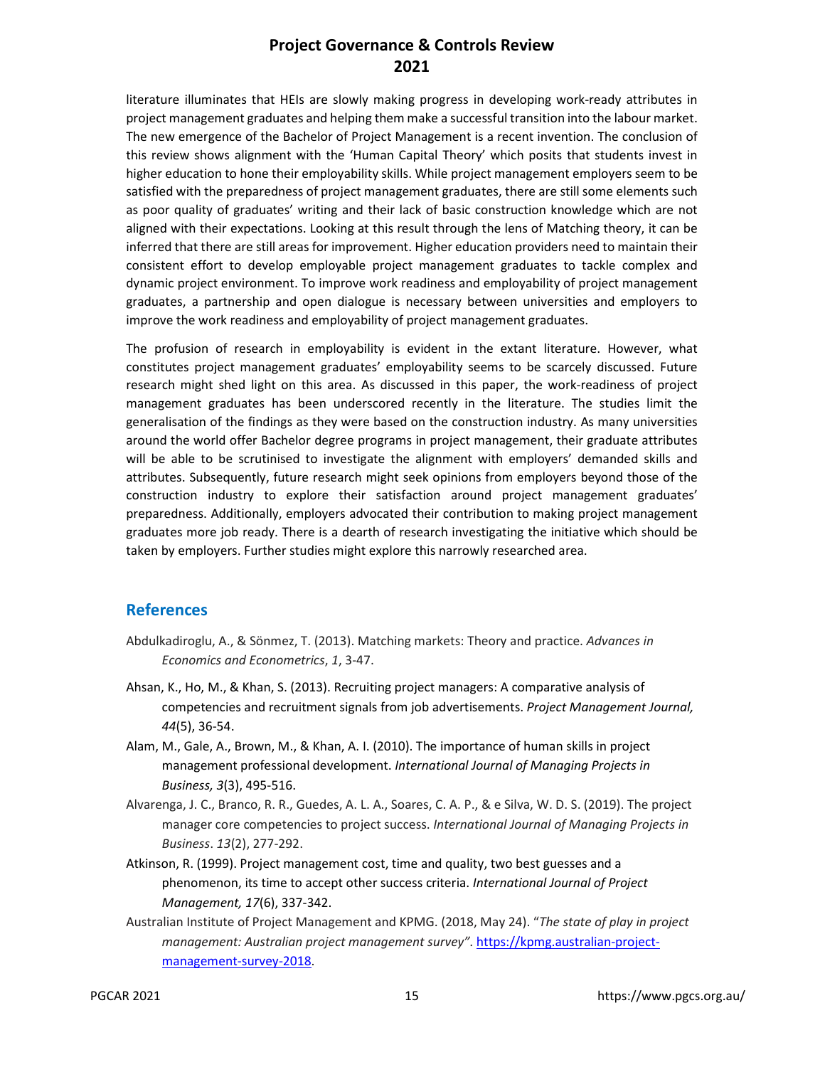literature illuminates that HEIs are slowly making progress in developing work-ready attributes in project management graduates and helping them make a successful transition into the labour market. The new emergence of the Bachelor of Project Management is a recent invention. The conclusion of this review shows alignment with the 'Human Capital Theory' which posits that students invest in higher education to hone their employability skills. While project management employers seem to be satisfied with the preparedness of project management graduates, there are still some elements such as poor quality of graduates' writing and their lack of basic construction knowledge which are not aligned with their expectations. Looking at this result through the lens of Matching theory, it can be inferred that there are still areas for improvement. Higher education providers need to maintain their consistent effort to develop employable project management graduates to tackle complex and dynamic project environment. To improve work readiness and employability of project management graduates, a partnership and open dialogue is necessary between universities and employers to improve the work readiness and employability of project management graduates.

The profusion of research in employability is evident in the extant literature. However, what constitutes project management graduates' employability seems to be scarcely discussed. Future research might shed light on this area. As discussed in this paper, the work-readiness of project management graduates has been underscored recently in the literature. The studies limit the generalisation of the findings as they were based on the construction industry. As many universities around the world offer Bachelor degree programs in project management, their graduate attributes will be able to be scrutinised to investigate the alignment with employers' demanded skills and attributes. Subsequently, future research might seek opinions from employers beyond those of the construction industry to explore their satisfaction around project management graduates' preparedness. Additionally, employers advocated their contribution to making project management graduates more job ready. There is a dearth of research investigating the initiative which should be taken by employers. Further studies might explore this narrowly researched area.

## References

Abdulkadiroglu, A., & Sönmez, T. (2013). Matching markets: Theory and practice. *Advances in Economics and Econometrics*, *1*, 3-47.

Ahsan, K., Ho, M., & Khan, S. (2013). Recruiting project managers: A comparative analysis of competencies and recruitment signals from job advertisements. *Project Management Journal, 44*(5), 36-54.

Alam, M., Gale, A., Brown, M., & Khan, A. I. (2010). The importance of human skills in project management professional development. *International Journal of Managing Projects in Business, 3*(3), 495-516.

Alvarenga, J. C., Branco, R. R., Guedes, A. L. A., Soares, C. A. P., & e Silva, W. D. S. (2019). The project manager core competencies to project success. *International Journal of Managing Projects in Business*. *13*(2), 277-292.

Atkinson, R. (1999). Project management cost, time and quality, two best guesses and a phenomenon, its time to accept other success criteria. *International Journal of Project Management, 17*(6), 337-342.

Australian Institute of Project Management and KPMG. (2018, May 24). "*The state of play in project management: Australian project management survey*". https://kpmg.australian-project-management-survey-2018.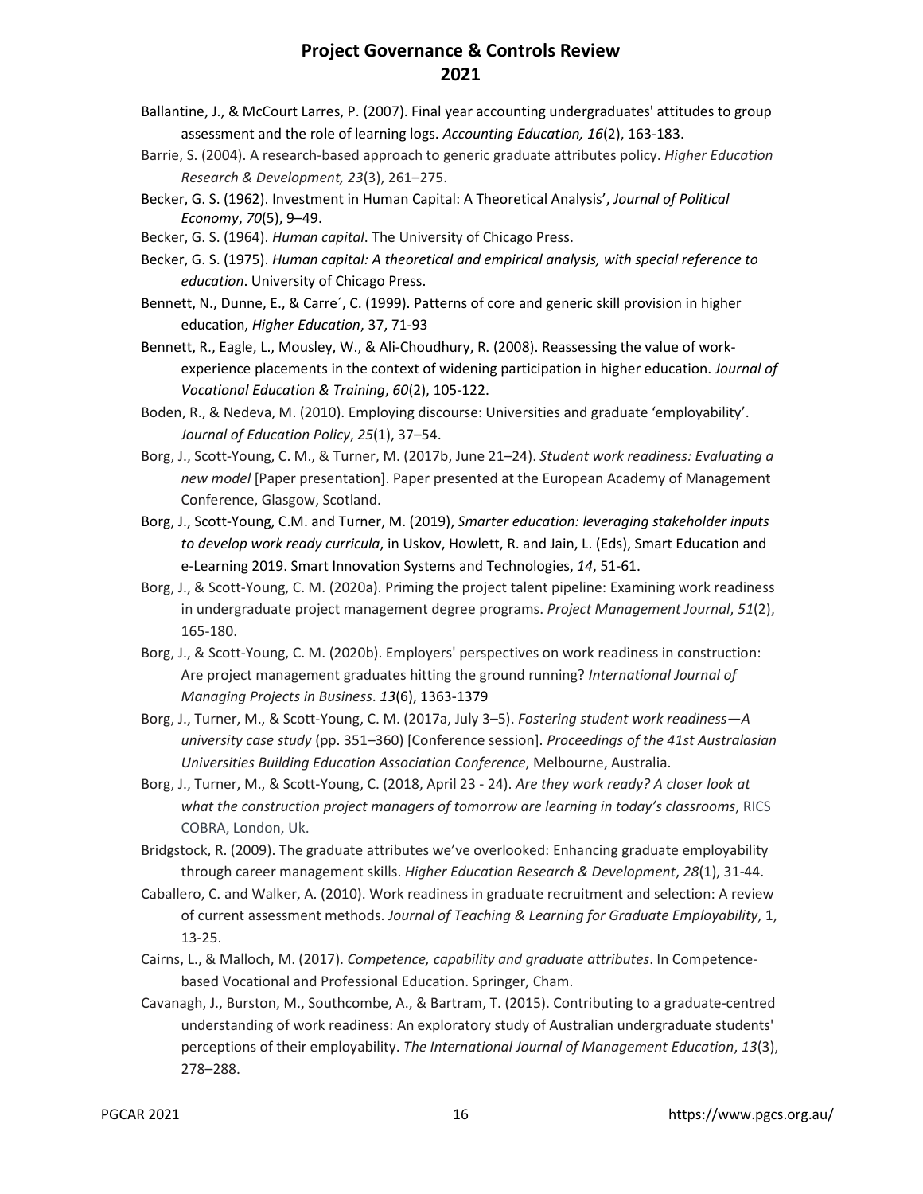Ballantine, J., & McCourt Larres, P. (2007). Final year accounting undergraduates' attitudes to group assessment and the role of learning logs. *Accounting Education, 16*(2), 163-183.

Barrie, S. (2004). A research-based approach to generic graduate attributes policy. *Higher Education Research & Development, 23*(3), 261–275.

Becker, G. S. (1962). Investment in Human Capital: A Theoretical Analysis', *Journal of Political Economy*, *70*(5), 9–49.

Becker, G. S. (1964). *Human capital*. The University of Chicago Press.

Becker, G. S. (1975). *Human capital: A theoretical and empirical analysis, with special reference to education*. University of Chicago Press.

Bennett, N., Dunne, E., & Carre´, C. (1999). Patterns of core and generic skill provision in higher education, *Higher Education*, 37, 71-93

Bennett, R., Eagle, L., Mousley, W., & Ali-Choudhury, R. (2008). Reassessing the value of work-experience placements in the context of widening participation in higher education. *Journal of Vocational Education & Training*, *60*(2), 105-122.

Boden, R., & Nedeva, M. (2010). Employing discourse: Universities and graduate 'employability'. *Journal of Education Policy*, *25*(1), 37–54.

Borg, J., Scott-Young, C. M., & Turner, M. (2017b, June 21–24). *Student work readiness: Evaluating a new model* [Paper presentation]. Paper presented at the European Academy of Management Conference, Glasgow, Scotland.

Borg, J., Scott-Young, C.M. and Turner, M. (2019), *Smarter education: leveraging stakeholder inputs to develop work ready curricula*, in Uskov, Howlett, R. and Jain, L. (Eds), Smart Education and e-Learning 2019. Smart Innovation Systems and Technologies, *14*, 51-61.

Borg, J., & Scott-Young, C. M. (2020a). Priming the project talent pipeline: Examining work readiness in undergraduate project management degree programs. *Project Management Journal*, *51*(2), 165-180.

Borg, J., & Scott-Young, C. M. (2020b). Employers' perspectives on work readiness in construction: Are project management graduates hitting the ground running? *International Journal of Managing Projects in Business*. *13*(6), 1363-1379

Borg, J., Turner, M., & Scott-Young, C. M. (2017a, July 3–5). *Fostering student work readiness—A university case study* (pp. 351–360) [Conference session]. *Proceedings of the 41st Australasian Universities Building Education Association Conference*, Melbourne, Australia.

Borg, J., Turner, M., & Scott-Young, C. (2018, April 23 - 24). *Are they work ready? A closer look at what the construction project managers of tomorrow are learning in today's classrooms*, RICS COBRA, London, Uk.

Bridgstock, R. (2009). The graduate attributes we've overlooked: Enhancing graduate employability through career management skills. *Higher Education Research & Development*, *28*(1), 31-44.

Caballero, C. and Walker, A. (2010). Work readiness in graduate recruitment and selection: A review of current assessment methods. *Journal of Teaching & Learning for Graduate Employability*, 1, 13-25.

Cairns, L., & Malloch, M. (2017). *Competence, capability and graduate attributes*. In Competence-based Vocational and Professional Education. Springer, Cham.

Cavanagh, J., Burston, M., Southcombe, A., & Bartram, T. (2015). Contributing to a graduate-centred understanding of work readiness: An exploratory study of Australian undergraduate students' perceptions of their employability. *The International Journal of Management Education*, *13*(3), 278–288.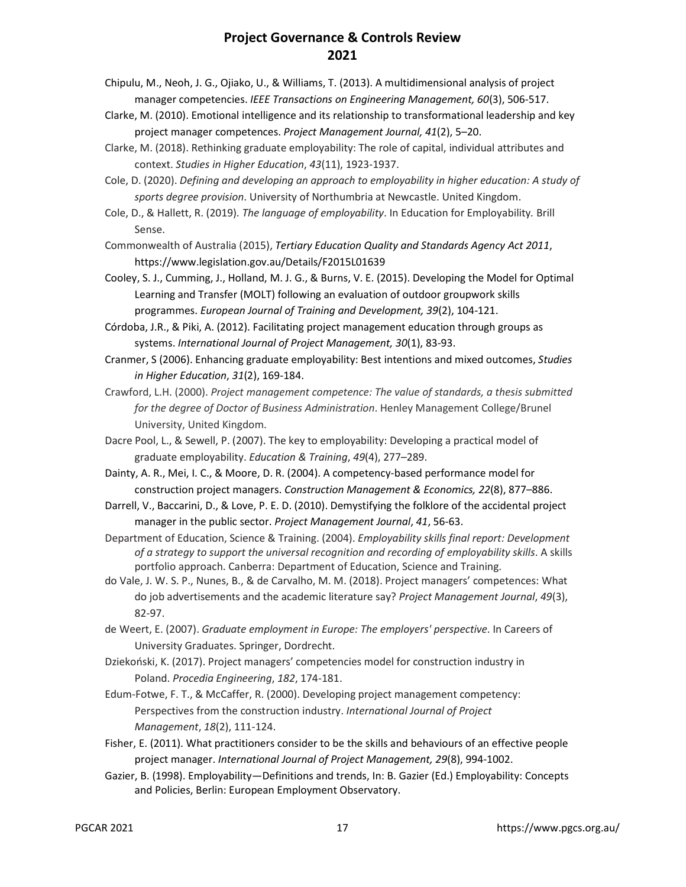Chipulu, M., Neoh, J. G., Ojiako, U., & Williams, T. (2013). A multidimensional analysis of project manager competencies. *IEEE Transactions on Engineering Management, 60*(3), 506-517.

Clarke, M. (2010). Emotional intelligence and its relationship to transformational leadership and key project manager competences. *Project Management Journal, 41*(2), 5–20.

Clarke, M. (2018). Rethinking graduate employability: The role of capital, individual attributes and context. *Studies in Higher Education*, *43*(11), 1923-1937.

Cole, D. (2020). *Defining and developing an approach to employability in higher education: A study of sports degree provision*. University of Northumbria at Newcastle. United Kingdom.

Cole, D., & Hallett, R. (2019). *The language of employability*. In Education for Employability. Brill Sense.

Commonwealth of Australia (2015), *Tertiary Education Quality and Standards Agency Act 2011*, https://www.legislation.gov.au/Details/F2015L01639

Cooley, S. J., Cumming, J., Holland, M. J. G., & Burns, V. E. (2015). Developing the Model for Optimal Learning and Transfer (MOLT) following an evaluation of outdoor groupwork skills programmes. *European Journal of Training and Development, 39*(2), 104-121.

Córdoba, J.R., & Piki, A. (2012). Facilitating project management education through groups as systems. *International Journal of Project Management, 30*(1), 83-93.

Cranmer, S (2006). Enhancing graduate employability: Best intentions and mixed outcomes, *Studies in Higher Education*, *31*(2), 169-184.

Crawford, L.H. (2000). *Project management competence: The value of standards, a thesis submitted for the degree of Doctor of Business Administration*. Henley Management College/Brunel University, United Kingdom.

Dacre Pool, L., & Sewell, P. (2007). The key to employability: Developing a practical model of graduate employability. *Education & Training*, *49*(4), 277–289.

Dainty, A. R., Mei, I. C., & Moore, D. R. (2004). A competency-based performance model for construction project managers. *Construction Management & Economics, 22*(8), 877–886.

Darrell, V., Baccarini, D., & Love, P. E. D. (2010). Demystifying the folklore of the accidental project manager in the public sector. *Project Management Journal*, *41*, 56-63.

Department of Education, Science & Training. (2004). *Employability skills final report: Development of a strategy to support the universal recognition and recording of employability skills*. A skills portfolio approach. Canberra: Department of Education, Science and Training.

do Vale, J. W. S. P., Nunes, B., & de Carvalho, M. M. (2018). Project managers' competences: What do job advertisements and the academic literature say? *Project Management Journal*, *49*(3), 82-97.

de Weert, E. (2007). *Graduate employment in Europe: The employers' perspective*. In Careers of University Graduates. Springer, Dordrecht.

Dziekoński, K. (2017). Project managers' competencies model for construction industry in Poland. *Procedia Engineering*, *182*, 174-181.

Edum-Fotwe, F. T., & McCaffer, R. (2000). Developing project management competency: Perspectives from the construction industry. *International Journal of Project Management*, *18*(2), 111-124.

Fisher, E. (2011). What practitioners consider to be the skills and behaviours of an effective people project manager. *International Journal of Project Management, 29*(8), 994-1002.

Gazier, B. (1998). Employability—Definitions and trends, In: B. Gazier (Ed.) Employability: Concepts and Policies, Berlin: European Employment Observatory.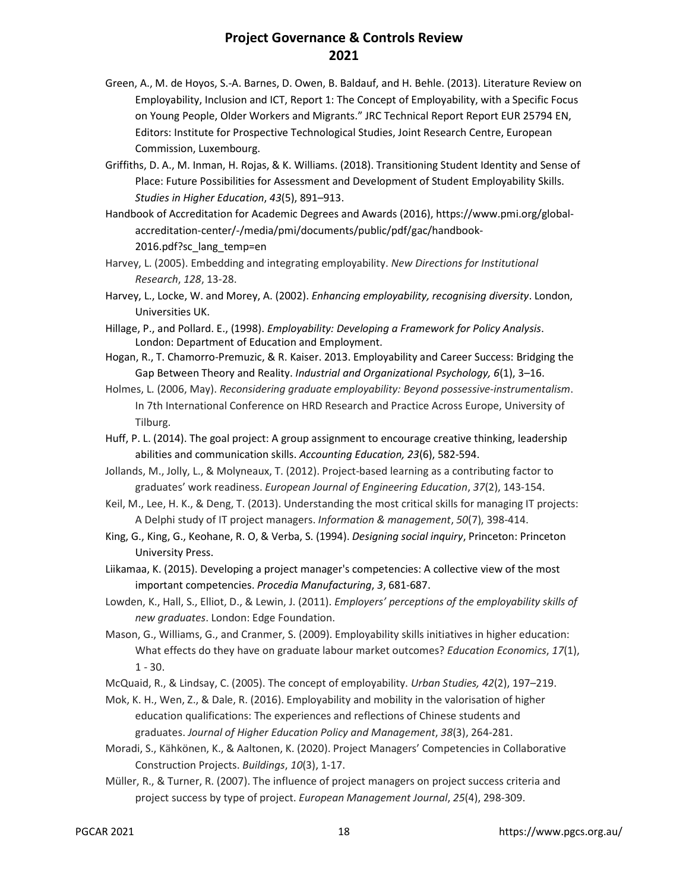Green, A., M. de Hoyos, S.-A. Barnes, D. Owen, B. Baldauf, and H. Behle. (2013). Literature Review on Employability, Inclusion and ICT, Report 1: The Concept of Employability, with a Specific Focus on Young People, Older Workers and Migrants." JRC Technical Report Report EUR 25794 EN, Editors: Institute for Prospective Technological Studies, Joint Research Centre, European Commission, Luxembourg.

Griffiths, D. A., M. Inman, H. Rojas, & K. Williams. (2018). Transitioning Student Identity and Sense of Place: Future Possibilities for Assessment and Development of Student Employability Skills. *Studies in Higher Education*, *43*(5), 891–913.

Handbook of Accreditation for Academic Degrees and Awards (2016), https://www.pmi.org/global-accreditation-center/-/media/pmi/documents/public/pdf/gac/handbook-2016.pdf?sc_lang_temp=en

Harvey, L. (2005). Embedding and integrating employability. *New Directions for Institutional Research*, *128*, 13-28.

Harvey, L., Locke, W. and Morey, A. (2002). *Enhancing employability, recognising diversity*. London, Universities UK.

Hillage, P., and Pollard. E., (1998). *Employability: Developing a Framework for Policy Analysis*. London: Department of Education and Employment.

Hogan, R., T. Chamorro-Premuzic, & R. Kaiser. 2013. Employability and Career Success: Bridging the Gap Between Theory and Reality. *Industrial and Organizational Psychology, 6*(1), 3–16.

Holmes, L. (2006, May). *Reconsidering graduate employability: Beyond possessive-instrumentalism*. In 7th International Conference on HRD Research and Practice Across Europe, University of Tilburg.

Huff, P. L. (2014). The goal project: A group assignment to encourage creative thinking, leadership abilities and communication skills. *Accounting Education, 23*(6), 582-594.

Jollands, M., Jolly, L., & Molyneaux, T. (2012). Project-based learning as a contributing factor to graduates' work readiness. *European Journal of Engineering Education*, *37*(2), 143-154.

Keil, M., Lee, H. K., & Deng, T. (2013). Understanding the most critical skills for managing IT projects: A Delphi study of IT project managers. *Information & management*, *50*(7), 398-414.

King, G., King, G., Keohane, R. O, & Verba, S. (1994). *Designing social inquiry*, Princeton: Princeton University Press.

Liikamaa, K. (2015). Developing a project manager's competencies: A collective view of the most important competencies. *Procedia Manufacturing*, *3*, 681-687.

Lowden, K., Hall, S., Elliot, D., & Lewin, J. (2011). *Employers' perceptions of the employability skills of new graduates*. London: Edge Foundation.

Mason, G., Williams, G., and Cranmer, S. (2009). Employability skills initiatives in higher education: What effects do they have on graduate labour market outcomes? *Education Economics*, *17*(1), 1 - 30.

McQuaid, R., & Lindsay, C. (2005). The concept of employability. *Urban Studies, 42*(2), 197–219.

Mok, K. H., Wen, Z., & Dale, R. (2016). Employability and mobility in the valorisation of higher education qualifications: The experiences and reflections of Chinese students and graduates. *Journal of Higher Education Policy and Management*, *38*(3), 264-281.

Moradi, S., Kähkönen, K., & Aaltonen, K. (2020). Project Managers' Competencies in Collaborative Construction Projects. *Buildings*, *10*(3), 1-17.

Müller, R., & Turner, R. (2007). The influence of project managers on project success criteria and project success by type of project. *European Management Journal*, *25*(4), 298-309.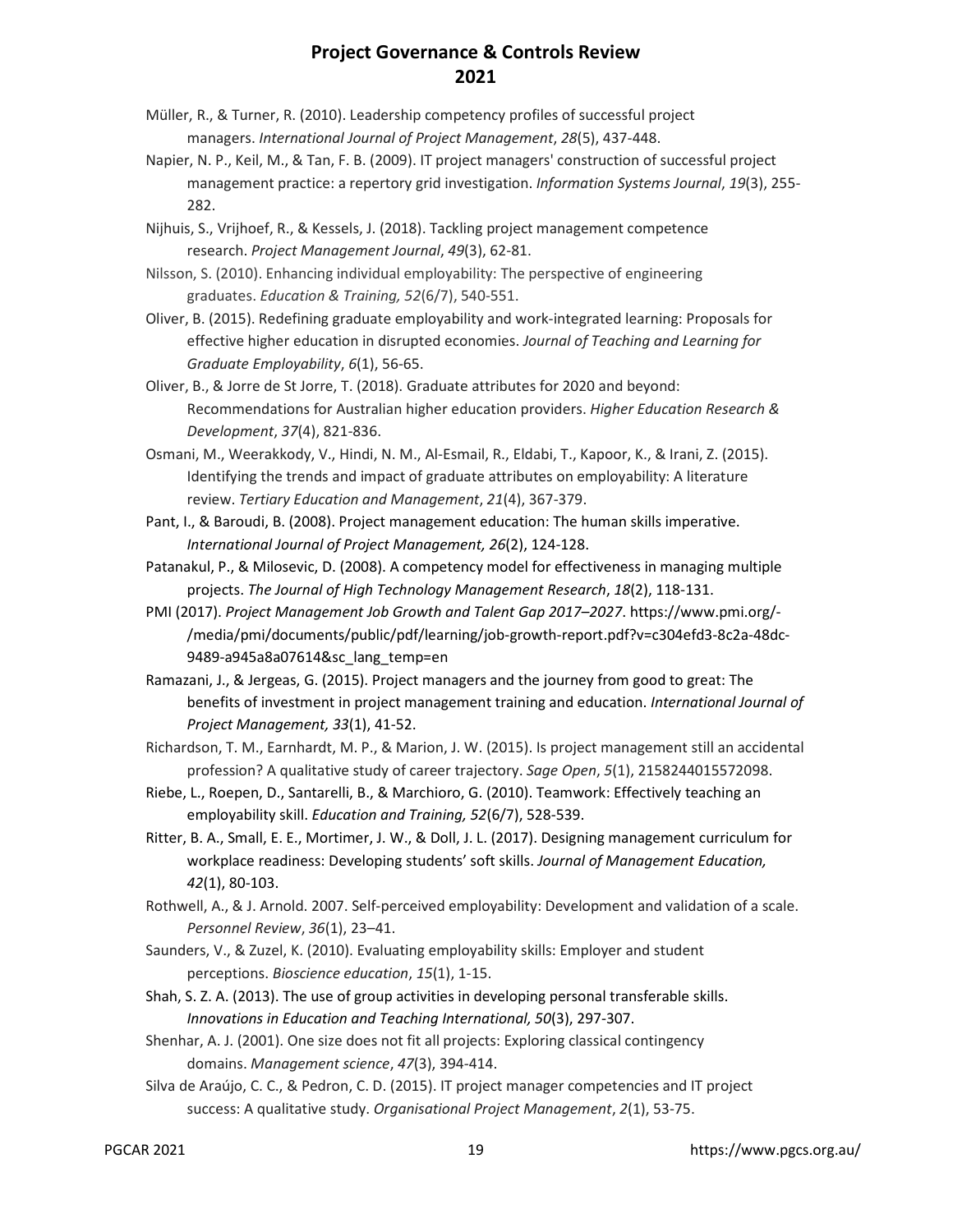Müller, R., & Turner, R. (2010). Leadership competency profiles of successful project managers. *International Journal of Project Management*, *28*(5), 437-448.

Napier, N. P., Keil, M., & Tan, F. B. (2009). IT project managers' construction of successful project management practice: a repertory grid investigation. *Information Systems Journal*, *19*(3), 255-282.

Nijhuis, S., Vrijhoef, R., & Kessels, J. (2018). Tackling project management competence research. *Project Management Journal*, *49*(3), 62-81.

Nilsson, S. (2010). Enhancing individual employability: The perspective of engineering graduates. *Education & Training, 52*(6/7), 540-551.

Oliver, B. (2015). Redefining graduate employability and work-integrated learning: Proposals for effective higher education in disrupted economies. *Journal of Teaching and Learning for Graduate Employability*, *6*(1), 56-65.

Oliver, B., & Jorre de St Jorre, T. (2018). Graduate attributes for 2020 and beyond: Recommendations for Australian higher education providers. *Higher Education Research & Development*, *37*(4), 821-836.

Osmani, M., Weerakkody, V., Hindi, N. M., Al-Esmail, R., Eldabi, T., Kapoor, K., & Irani, Z. (2015). Identifying the trends and impact of graduate attributes on employability: A literature review. *Tertiary Education and Management*, *21*(4), 367-379.

Pant, I., & Baroudi, B. (2008). Project management education: The human skills imperative. *International Journal of Project Management, 26*(2), 124-128.

Patanakul, P., & Milosevic, D. (2008). A competency model for effectiveness in managing multiple projects. *The Journal of High Technology Management Research*, *18*(2), 118-131.

PMI (2017). *Project Management Job Growth and Talent Gap 2017–2027*. https://www.pmi.org/-/media/pmi/documents/public/pdf/learning/job-growth-report.pdf?v=c304efd3-8c2a-48dc-9489-a945a8a07614&sc_lang_temp=en

Ramazani, J., & Jergeas, G. (2015). Project managers and the journey from good to great: The benefits of investment in project management training and education. *International Journal of Project Management, 33*(1), 41-52.

Richardson, T. M., Earnhardt, M. P., & Marion, J. W. (2015). Is project management still an accidental profession? A qualitative study of career trajectory. *Sage Open*, *5*(1), 2158244015572098.

Riebe, L., Roepen, D., Santarelli, B., & Marchioro, G. (2010). Teamwork: Effectively teaching an employability skill. *Education and Training, 52*(6/7), 528-539.

Ritter, B. A., Small, E. E., Mortimer, J. W., & Doll, J. L. (2017). Designing management curriculum for workplace readiness: Developing students' soft skills. *Journal of Management Education, 42*(1), 80-103.

Rothwell, A., & J. Arnold. 2007. Self-perceived employability: Development and validation of a scale. *Personnel Review*, *36*(1), 23–41.

Saunders, V., & Zuzel, K. (2010). Evaluating employability skills: Employer and student perceptions. *Bioscience education*, *15*(1), 1-15.

Shah, S. Z. A. (2013). The use of group activities in developing personal transferable skills. *Innovations in Education and Teaching International, 50*(3), 297-307.

Shenhar, A. J. (2001). One size does not fit all projects: Exploring classical contingency domains. *Management science*, *47*(3), 394-414.

Silva de Araújo, C. C., & Pedron, C. D. (2015). IT project manager competencies and IT project success: A qualitative study. *Organisational Project Management*, *2*(1), 53-75.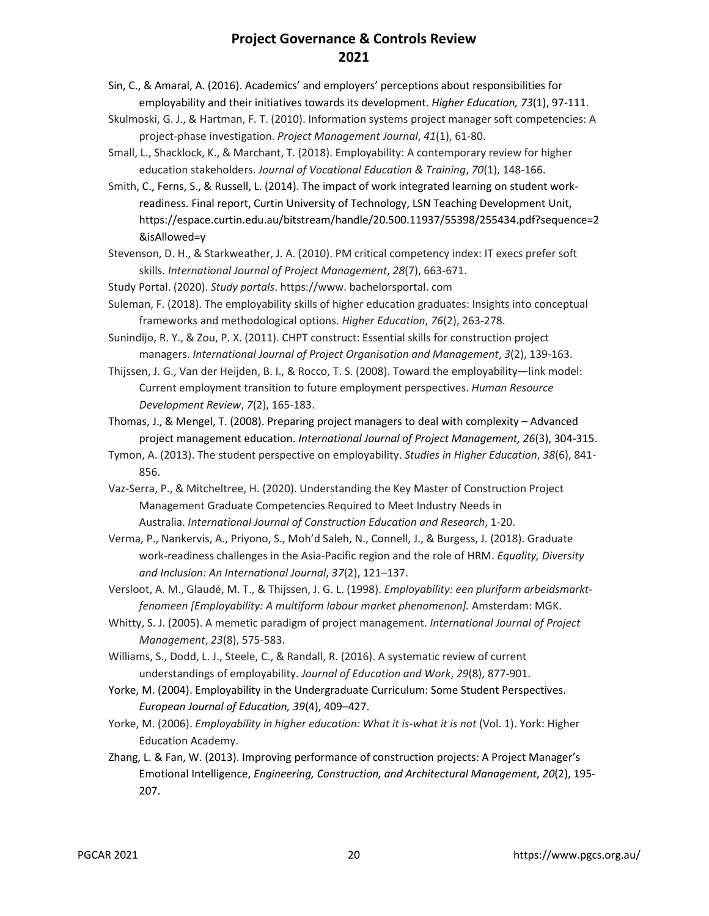Sin, C., & Amaral, A. (2016). Academics' and employers' perceptions about responsibilities for employability and their initiatives towards its development. *Higher Education, 73*(1), 97-111.

Skulmoski, G. J., & Hartman, F. T. (2010). Information systems project manager soft competencies: A project-phase investigation. *Project Management Journal*, *41*(1), 61-80.

Small, L., Shacklock, K., & Marchant, T. (2018). Employability: A contemporary review for higher education stakeholders. *Journal of Vocational Education & Training*, *70*(1), 148-166.

Smith, C., Ferns, S., & Russell, L. (2014). The impact of work integrated learning on student work-readiness. Final report, Curtin University of Technology, LSN Teaching Development Unit, https://espace.curtin.edu.au/bitstream/handle/20.500.11937/55398/255434.pdf?sequence=2&isAllowed=y

Stevenson, D. H., & Starkweather, J. A. (2010). PM critical competency index: IT execs prefer soft skills. *International Journal of Project Management*, *28*(7), 663-671.

Study Portal. (2020). *Study portals*. https://www. bachelorsportal. com

Suleman, F. (2018). The employability skills of higher education graduates: Insights into conceptual frameworks and methodological options. *Higher Education*, *76*(2), 263-278.

Sunindijo, R. Y., & Zou, P. X. (2011). CHPT construct: Essential skills for construction project managers. *International Journal of Project Organisation and Management*, *3*(2), 139-163.

Thijssen, J. G., Van der Heijden, B. I., & Rocco, T. S. (2008). Toward the employability—link model: Current employment transition to future employment perspectives. *Human Resource Development Review*, *7*(2), 165-183.

Thomas, J., & Mengel, T. (2008). Preparing project managers to deal with complexity – Advanced project management education. *International Journal of Project Management, 26*(3), 304-315.

Tymon, A. (2013). The student perspective on employability. *Studies in Higher Education*, *38*(6), 841-856.

Vaz-Serra, P., & Mitcheltree, H. (2020). Understanding the Key Master of Construction Project Management Graduate Competencies Required to Meet Industry Needs in Australia. *International Journal of Construction Education and Research*, 1-20.

Verma, P., Nankervis, A., Priyono, S., Moh'd Saleh, N., Connell, J., & Burgess, J. (2018). Graduate work-readiness challenges in the Asia-Pacific region and the role of HRM. *Equality, Diversity and Inclusion: An International Journal*, *37*(2), 121–137.

Versloot, A. M., Glaudé, M. T., & Thijssen, J. G. L. (1998). *Employability: een pluriform arbeidsmarkt-fenomeen [Employability: A multiform labour market phenomenon].* Amsterdam: MGK.

Whitty, S. J. (2005). A memetic paradigm of project management. *International Journal of Project Management*, *23*(8), 575-583.

Williams, S., Dodd, L. J., Steele, C., & Randall, R. (2016). A systematic review of current understandings of employability. *Journal of Education and Work*, *29*(8), 877-901.

Yorke, M. (2004). Employability in the Undergraduate Curriculum: Some Student Perspectives. *European Journal of Education, 39*(4), 409–427.

Yorke, M. (2006). *Employability in higher education: What it is-what it is not* (Vol. 1). York: Higher Education Academy.

Zhang, L. & Fan, W. (2013). Improving performance of construction projects: A Project Manager's Emotional Intelligence, *Engineering, Construction, and Architectural Management*, *20*(2), 195-207.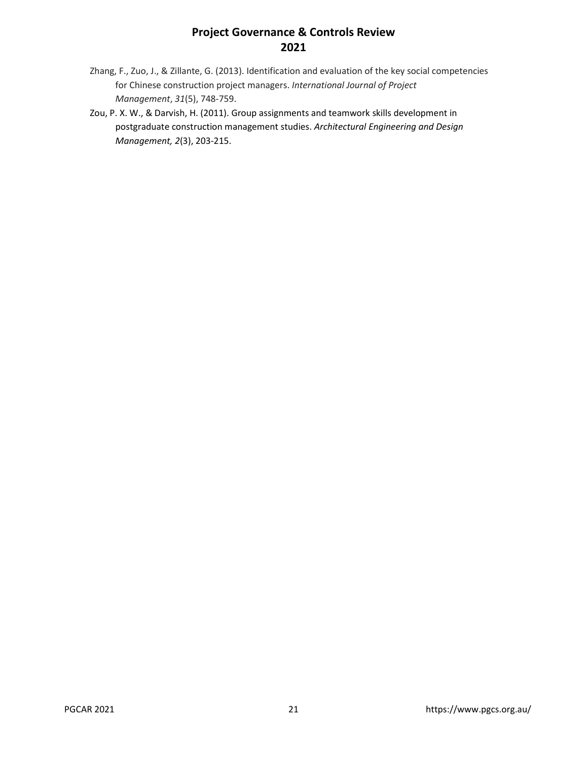Zhang, F., Zuo, J., & Zillante, G. (2013). Identification and evaluation of the key social competencies for Chinese construction project managers. *International Journal of Project Management*, *31*(5), 748-759.

Zou, P. X. W., & Darvish, H. (2011). Group assignments and teamwork skills development in postgraduate construction management studies. *Architectural Engineering and Design Management, 2*(3), 203-215.